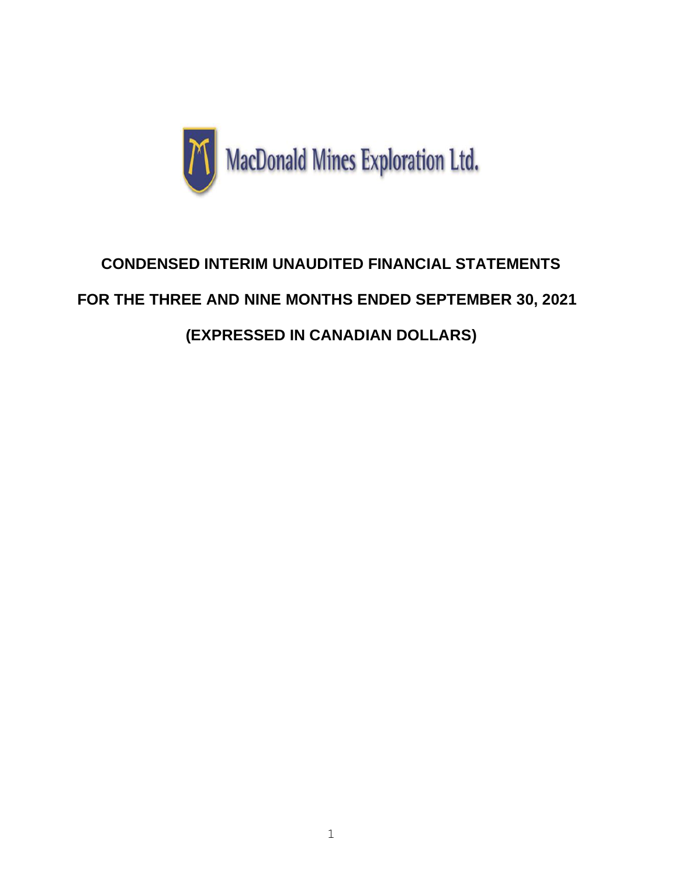MacDonald Mines Exploration Ltd.

# CONDENSED INTERIM UNAUDITED FINANCIAL STATEMENTS

## FOR THE THREE AND NINE MONTHS ENDED SEPTEMBER 30, 2021

## (EXPRESSED IN CANADIAN DOLLARS)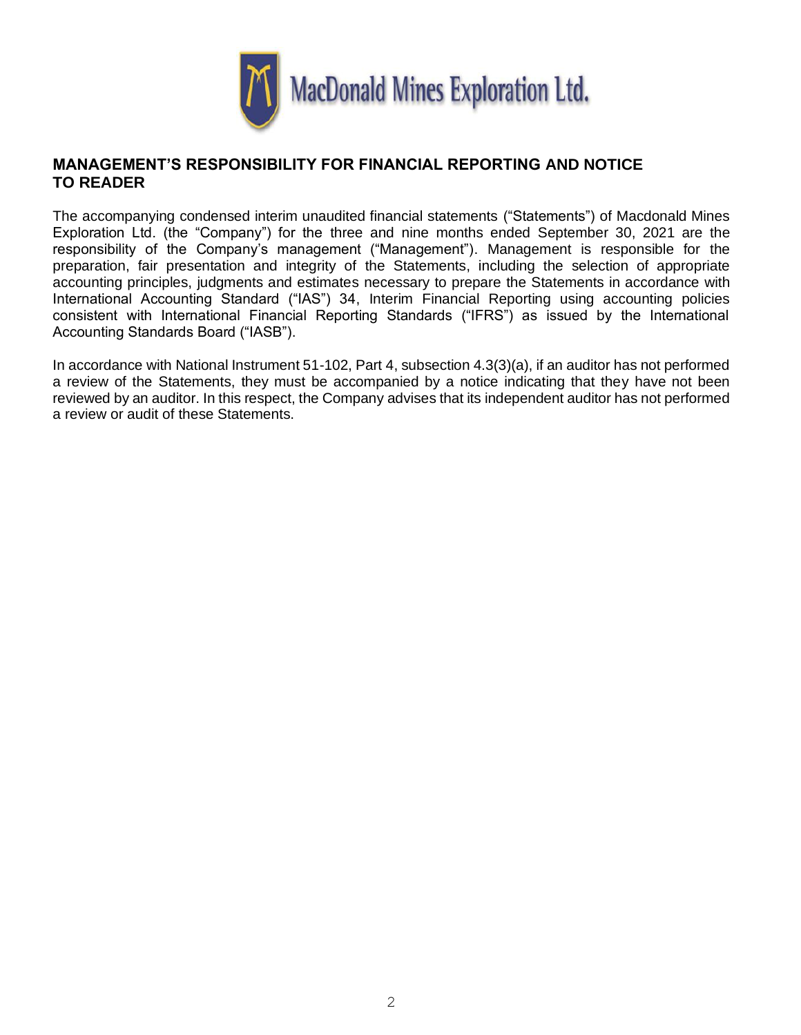MacDonald Mines Exploration Ltd.

## MANAGEMENT'S RESPONSIBILITY FOR FINANCIAL REPORTING AND NOTICE TO READER

The accompanying condensed interim unaudited financial statements ("Statements") of Macdonald Mines Exploration Ltd. (the "Company") for the three and nine months ended September 30, 2021 are the responsibility of the Company's management ("Management"). Management is responsible for the preparation, fair presentation and integrity of the Statements, including the selection of appropriate accounting principles, judgments and estimates necessary to prepare the Statements in accordance with International Accounting Standard ("IAS") 34, Interim Financial Reporting using accounting policies consistent with International Financial Reporting Standards ("IFRS") as issued by the International Accounting Standards Board ("IASB").

In accordance with National Instrument 51-102, Part 4, subsection 4.3(3)(a), if an auditor has not performed a review of the Statements, they must be accompanied by a notice indicating that they have not been reviewed by an auditor. In this respect, the Company advises that its independent auditor has not performed a review or audit of these Statements.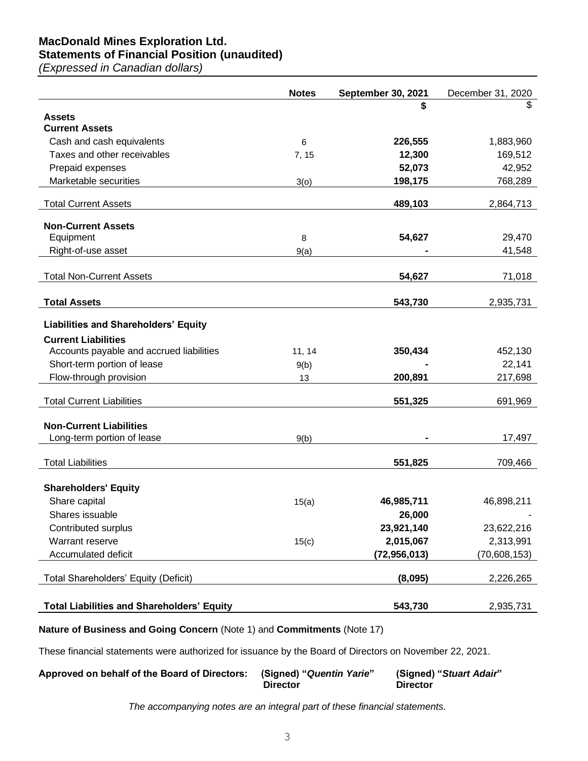# MacDonald Mines Exploration Ltd.
## Statements of Financial Position (unaudited)
*(Expressed in Canadian dollars)*

| | Notes | September 30, 2021 | December 31, 2020 |
|---|---|---|---|
| | | **$** | $ |
| **Assets** | | | |
| **Current Assets** | | | |
| Cash and cash equivalents | 6 | **226,555** | 1,883,960 |
| Taxes and other receivables | 7, 15 | **12,300** | 169,512 |
| Prepaid expenses | | **52,073** | 42,952 |
| Marketable securities | 3(o) | **198,175** | 768,289 |
| Total Current Assets | | **489,103** | 2,864,713 |
| **Non-Current Assets** | | | |
| Equipment | 8 | **54,627** | 29,470 |
| Right-of-use asset | 9(a) | **-** | 41,548 |
| Total Non-Current Assets | | **54,627** | 71,018 |
| **Total Assets** | | **543,730** | 2,935,731 |
| **Liabilities and Shareholders' Equity** | | | |
| **Current Liabilities** | | | |
| Accounts payable and accrued liabilities | 11, 14 | **350,434** | 452,130 |
| Short-term portion of lease | 9(b) | **-** | 22,141 |
| Flow-through provision | 13 | **200,891** | 217,698 |
| Total Current Liabilities | | **551,325** | 691,969 |
| **Non-Current Liabilities** | | | |
| Long-term portion of lease | 9(b) | **-** | 17,497 |
| Total Liabilities | | **551,825** | 709,466 |
| **Shareholders' Equity** | | | |
| Share capital | 15(a) | **46,985,711** | 46,898,211 |
| Shares issuable | | **26,000** | - |
| Contributed surplus | | **23,921,140** | 23,622,216 |
| Warrant reserve | 15(c) | **2,015,067** | 2,313,991 |
| Accumulated deficit | | **(72,956,013)** | (70,608,153) |
| Total Shareholders' Equity (Deficit) | | **(8,095)** | 2,226,265 |
| **Total Liabilities and Shareholders' Equity** | | **543,730** | 2,935,731 |

**Nature of Business and Going Concern** (Note 1) and **Commitments** (Note 17)

These financial statements were authorized for issuance by the Board of Directors on November 22, 2021.

**Approved on behalf of the Board of Directors:** **(Signed) "*Quentin Yarie*"** **Director** **(Signed) "*Stuart Adair*"** **Director**

*The accompanying notes are an integral part of these financial statements.*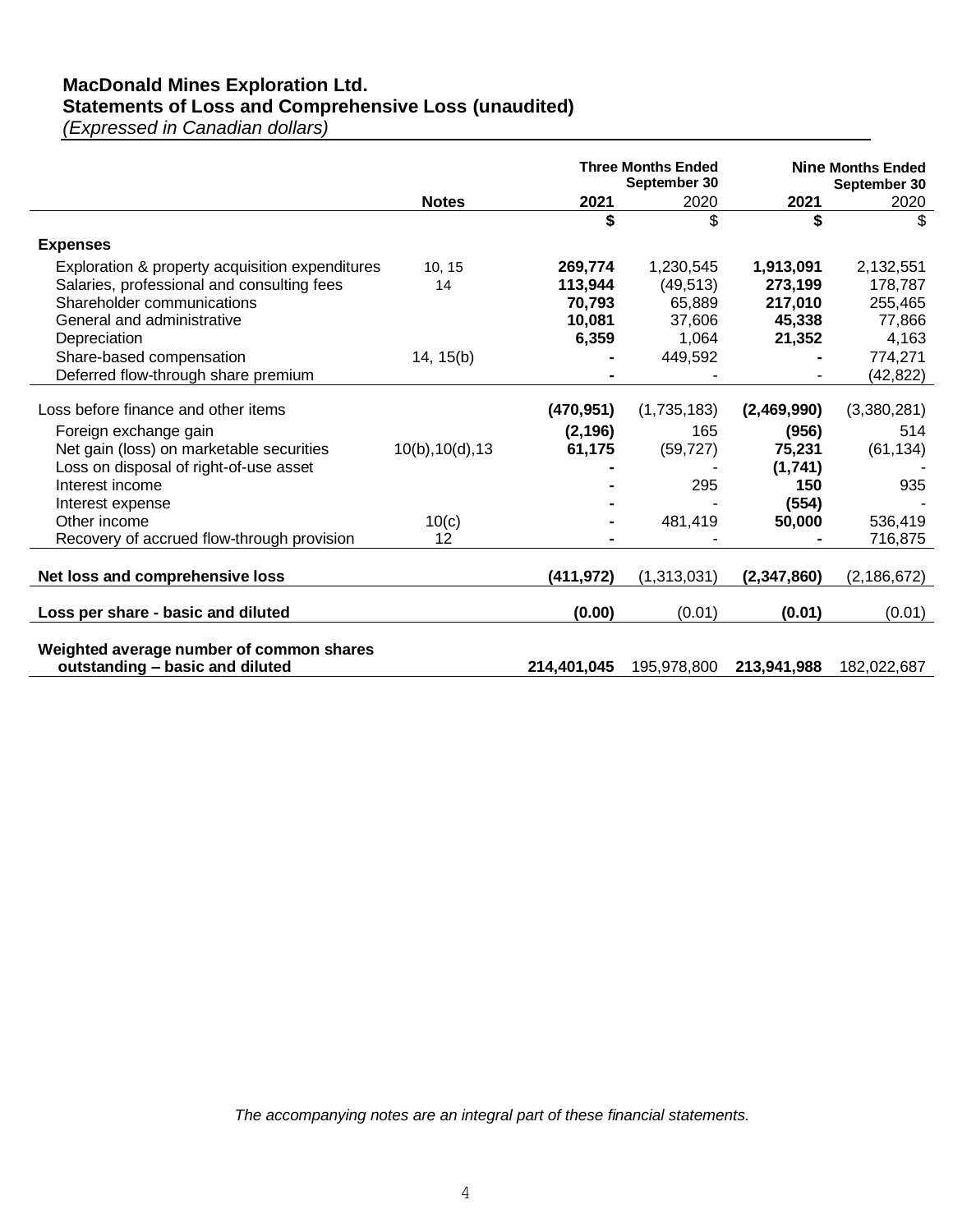**MacDonald Mines Exploration Ltd.**
**Statements of Loss and Comprehensive Loss (unaudited)**
*(Expressed in Canadian dollars)*

| | Notes | Three Months Ended September 30 | | Nine Months Ended September 30 | |
|---|---|---|---|---|---|
| | | **2021** | 2020 | **2021** | 2020 |
| | | **$** | $ | **$** | $ |
| **Expenses** | | | | | |
| Exploration & property acquisition expenditures | 10, 15 | **269,774** | 1,230,545 | **1,913,091** | 2,132,551 |
| Salaries, professional and consulting fees | 14 | **113,944** | (49,513) | **273,199** | 178,787 |
| Shareholder communications | | **70,793** | 65,889 | **217,010** | 255,465 |
| General and administrative | | **10,081** | 37,606 | **45,338** | 77,866 |
| Depreciation | | **6,359** | 1,064 | **21,352** | 4,163 |
| Share-based compensation | 14, 15(b) | **-** | 449,592 | **-** | 774,271 |
| Deferred flow-through share premium | | **-** | - | - | (42,822) |
| Loss before finance and other items | | **(470,951)** | (1,735,183) | **(2,469,990)** | (3,380,281) |
| Foreign exchange gain | | **(2,196)** | 165 | **(956)** | 514 |
| Net gain (loss) on marketable securities | 10(b),10(d),13 | **61,175** | (59,727) | **75,231** | (61,134) |
| Loss on disposal of right-of-use asset | | **-** | - | **(1,741)** | - |
| Interest income | | **-** | 295 | **150** | 935 |
| Interest expense | | **-** | - | **(554)** | - |
| Other income | 10(c) | **-** | 481,419 | **50,000** | 536,419 |
| Recovery of accrued flow-through provision | 12 | **-** | - | **-** | 716,875 |
| **Net loss and comprehensive loss** | | **(411,972)** | (1,313,031) | **(2,347,860)** | (2,186,672) |
| **Loss per share - basic and diluted** | | **(0.00)** | (0.01) | **(0.01)** | (0.01) |
| **Weighted average number of common shares outstanding – basic and diluted** | | **214,401,045** | 195,978,800 | **213,941,988** | 182,022,687 |

*The accompanying notes are an integral part of these financial statements.*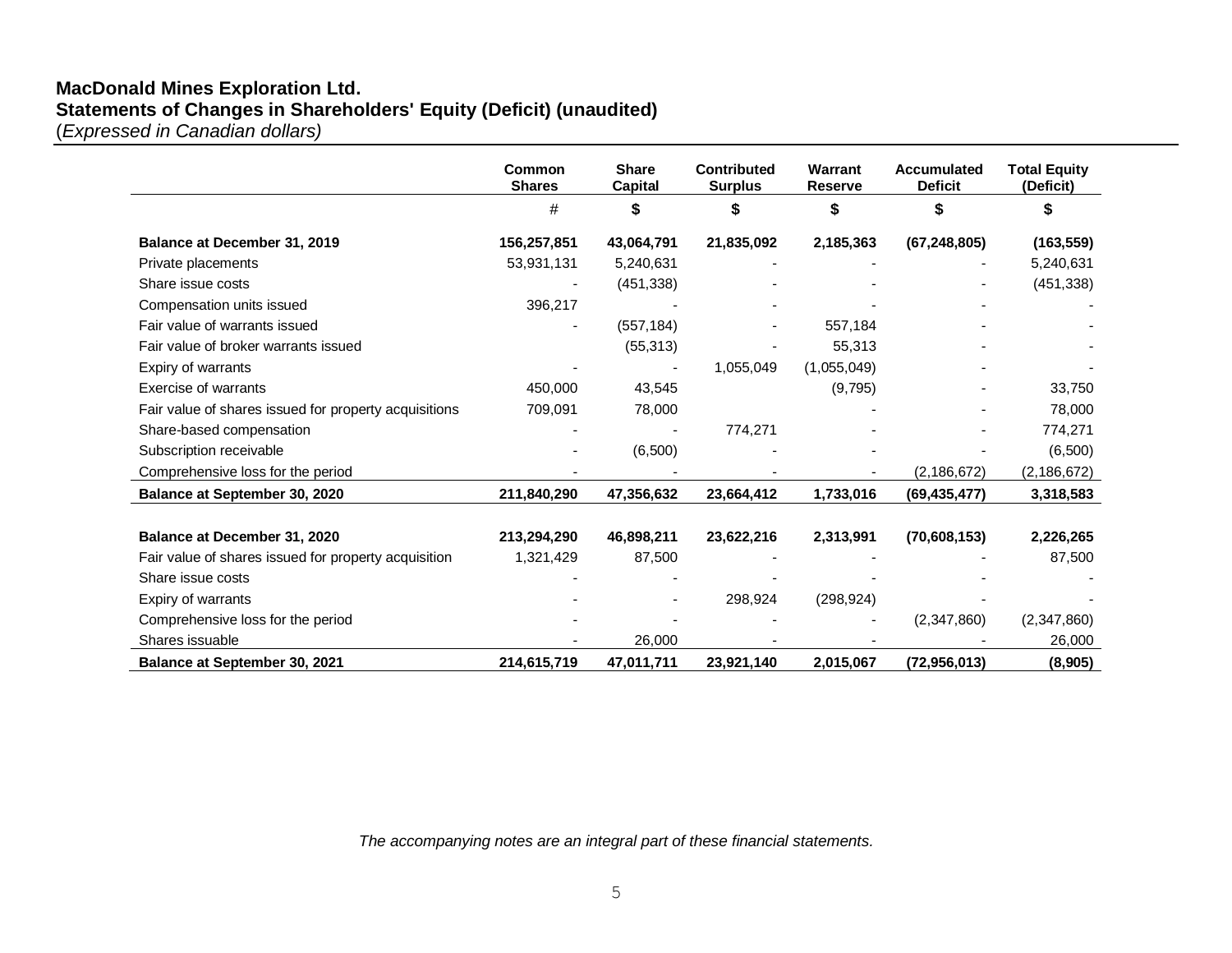**MacDonald Mines Exploration Ltd.**
**Statements of Changes in Shareholders' Equity (Deficit) (unaudited)**
*(Expressed in Canadian dollars)*

| | Common Shares | Share Capital | Contributed Surplus | Warrant Reserve | Accumulated Deficit | Total Equity (Deficit) |
|---|---|---|---|---|---|---|
| | # | $ | $ | $ | $ | $ |
| **Balance at December 31, 2019** | **156,257,851** | **43,064,791** | **21,835,092** | **2,185,363** | **(67,248,805)** | **(163,559)** |
| Private placements | 53,931,131 | 5,240,631 | - | - | - | 5,240,631 |
| Share issue costs | - | (451,338) | - | - | - | (451,338) |
| Compensation units issued | 396,217 | - | - | - | - | - |
| Fair value of warrants issued | - | (557,184) | - | 557,184 | - | - |
| Fair value of broker warrants issued | | (55,313) | - | 55,313 | - | - |
| Expiry of warrants | - | - | 1,055,049 | (1,055,049) | - | - |
| Exercise of warrants | 450,000 | 43,545 | | (9,795) | - | 33,750 |
| Fair value of shares issued for property acquisitions | 709,091 | 78,000 | | - | - | 78,000 |
| Share-based compensation | - | - | 774,271 | - | - | 774,271 |
| Subscription receivable | - | (6,500) | - | - | - | (6,500) |
| Comprehensive loss for the period | - | - | - | - | (2,186,672) | (2,186,672) |
| **Balance at September 30, 2020** | **211,840,290** | **47,356,632** | **23,664,412** | **1,733,016** | **(69,435,477)** | **3,318,583** |
| | | | | | | |
| **Balance at December 31, 2020** | **213,294,290** | **46,898,211** | **23,622,216** | **2,313,991** | **(70,608,153)** | **2,226,265** |
| Fair value of shares issued for property acquisition | 1,321,429 | 87,500 | - | - | - | 87,500 |
| Share issue costs | - | - | - | - | - | - |
| Expiry of warrants | - | - | 298,924 | (298,924) | - | - |
| Comprehensive loss for the period | - | - | - | - | (2,347,860) | (2,347,860) |
| Shares issuable | - | 26,000 | - | - | - | 26,000 |
| **Balance at September 30, 2021** | **214,615,719** | **47,011,711** | **23,921,140** | **2,015,067** | **(72,956,013)** | **(8,905)** |

*The accompanying notes are an integral part of these financial statements.*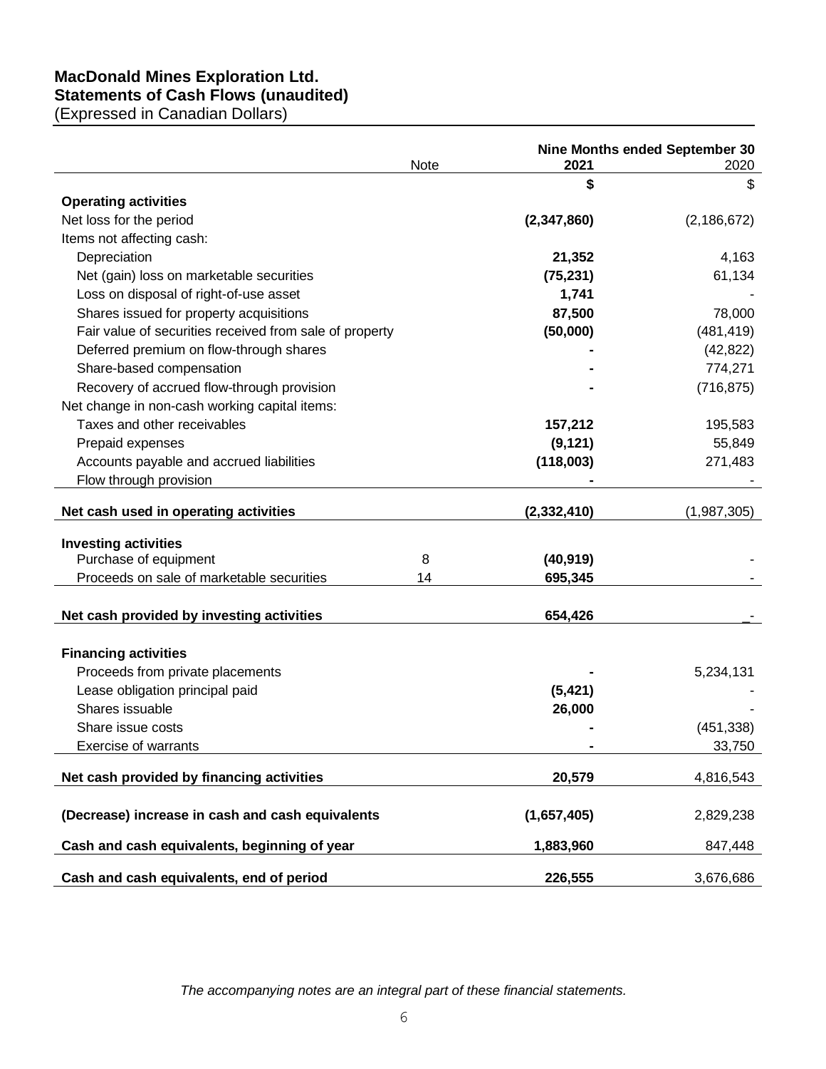**MacDonald Mines Exploration Ltd.**
**Statements of Cash Flows (unaudited)**
(Expressed in Canadian Dollars)

| | Note | Nine Months ended September 30 2021 | 2020 |
|---|---|---|---|
| | | **$** | $ |
| **Operating activities** | | | |
| Net loss for the period | | **(2,347,860)** | (2,186,672) |
| Items not affecting cash: | | | |
| Depreciation | | **21,352** | 4,163 |
| Net (gain) loss on marketable securities | | **(75,231)** | 61,134 |
| Loss on disposal of right-of-use asset | | **1,741** | - |
| Shares issued for property acquisitions | | **87,500** | 78,000 |
| Fair value of securities received from sale of property | | **(50,000)** | (481,419) |
| Deferred premium on flow-through shares | | **-** | (42,822) |
| Share-based compensation | | **-** | 774,271 |
| Recovery of accrued flow-through provision | | **-** | (716,875) |
| Net change in non-cash working capital items: | | | |
| Taxes and other receivables | | **157,212** | 195,583 |
| Prepaid expenses | | **(9,121)** | 55,849 |
| Accounts payable and accrued liabilities | | **(118,003)** | 271,483 |
| Flow through provision | | **-** | - |
| **Net cash used in operating activities** | | **(2,332,410)** | (1,987,305) |
| **Investing activities** | | | |
| Purchase of equipment | 8 | **(40,919)** | - |
| Proceeds on sale of marketable securities | 14 | **695,345** | - |
| **Net cash provided by investing activities** | | **654,426** | - |
| **Financing activities** | | | |
| Proceeds from private placements | | **-** | 5,234,131 |
| Lease obligation principal paid | | **(5,421)** | - |
| Shares issuable | | **26,000** | - |
| Share issue costs | | **-** | (451,338) |
| Exercise of warrants | | **-** | 33,750 |
| **Net cash provided by financing activities** | | **20,579** | 4,816,543 |
| **(Decrease) increase in cash and cash equivalents** | | **(1,657,405)** | 2,829,238 |
| **Cash and cash equivalents, beginning of year** | | **1,883,960** | 847,448 |
| **Cash and cash equivalents, end of period** | | **226,555** | 3,676,686 |

*The accompanying notes are an integral part of these financial statements.*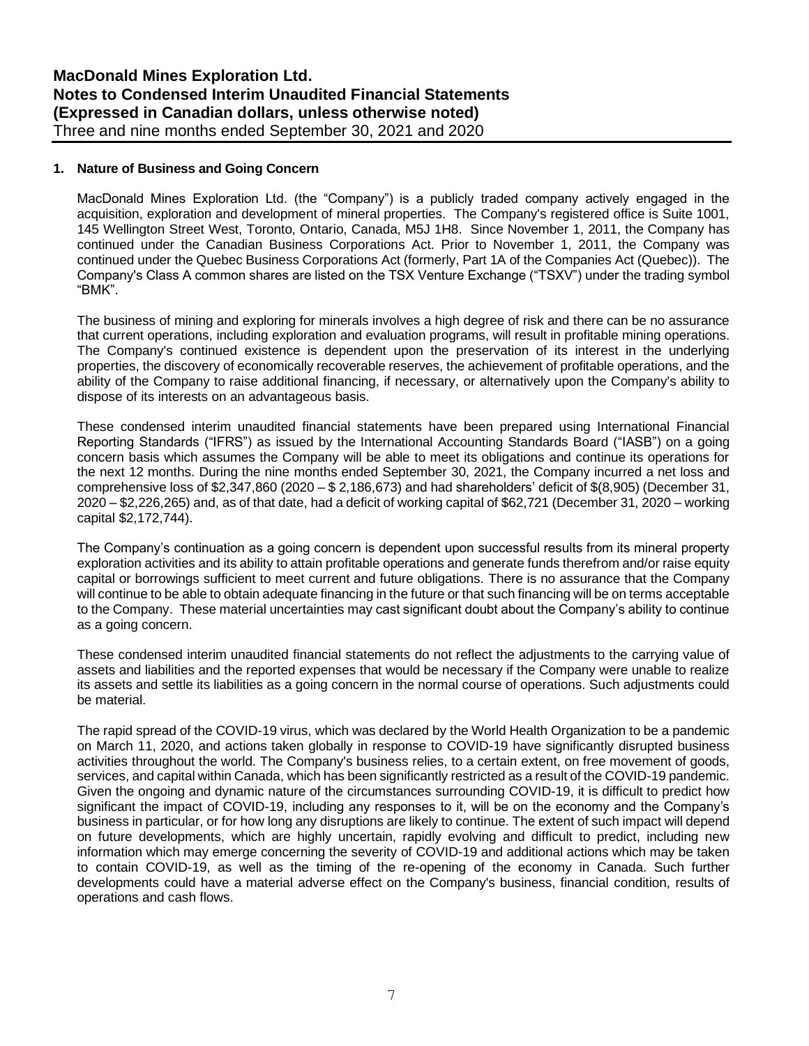## 1. Nature of Business and Going Concern

MacDonald Mines Exploration Ltd. (the "Company") is a publicly traded company actively engaged in the acquisition, exploration and development of mineral properties. The Company's registered office is Suite 1001, 145 Wellington Street West, Toronto, Ontario, Canada, M5J 1H8. Since November 1, 2011, the Company has continued under the Canadian Business Corporations Act. Prior to November 1, 2011, the Company was continued under the Quebec Business Corporations Act (formerly, Part 1A of the Companies Act (Quebec)). The Company's Class A common shares are listed on the TSX Venture Exchange ("TSXV") under the trading symbol "BMK".

The business of mining and exploring for minerals involves a high degree of risk and there can be no assurance that current operations, including exploration and evaluation programs, will result in profitable mining operations. The Company's continued existence is dependent upon the preservation of its interest in the underlying properties, the discovery of economically recoverable reserves, the achievement of profitable operations, and the ability of the Company to raise additional financing, if necessary, or alternatively upon the Company's ability to dispose of its interests on an advantageous basis.

These condensed interim unaudited financial statements have been prepared using International Financial Reporting Standards ("IFRS") as issued by the International Accounting Standards Board ("IASB") on a going concern basis which assumes the Company will be able to meet its obligations and continue its operations for the next 12 months. During the nine months ended September 30, 2021, the Company incurred a net loss and comprehensive loss of $2,347,860 (2020 – $ 2,186,673) and had shareholders' deficit of $(8,905) (December 31, 2020 – $2,226,265) and, as of that date, had a deficit of working capital of $62,721 (December 31, 2020 – working capital $2,172,744).

The Company's continuation as a going concern is dependent upon successful results from its mineral property exploration activities and its ability to attain profitable operations and generate funds therefrom and/or raise equity capital or borrowings sufficient to meet current and future obligations. There is no assurance that the Company will continue to be able to obtain adequate financing in the future or that such financing will be on terms acceptable to the Company. These material uncertainties may cast significant doubt about the Company's ability to continue as a going concern.

These condensed interim unaudited financial statements do not reflect the adjustments to the carrying value of assets and liabilities and the reported expenses that would be necessary if the Company were unable to realize its assets and settle its liabilities as a going concern in the normal course of operations. Such adjustments could be material.

The rapid spread of the COVID-19 virus, which was declared by the World Health Organization to be a pandemic on March 11, 2020, and actions taken globally in response to COVID-19 have significantly disrupted business activities throughout the world. The Company's business relies, to a certain extent, on free movement of goods, services, and capital within Canada, which has been significantly restricted as a result of the COVID-19 pandemic. Given the ongoing and dynamic nature of the circumstances surrounding COVID-19, it is difficult to predict how significant the impact of COVID-19, including any responses to it, will be on the economy and the Company's business in particular, or for how long any disruptions are likely to continue. The extent of such impact will depend on future developments, which are highly uncertain, rapidly evolving and difficult to predict, including new information which may emerge concerning the severity of COVID-19 and additional actions which may be taken to contain COVID-19, as well as the timing of the re-opening of the economy in Canada. Such further developments could have a material adverse effect on the Company's business, financial condition, results of operations and cash flows.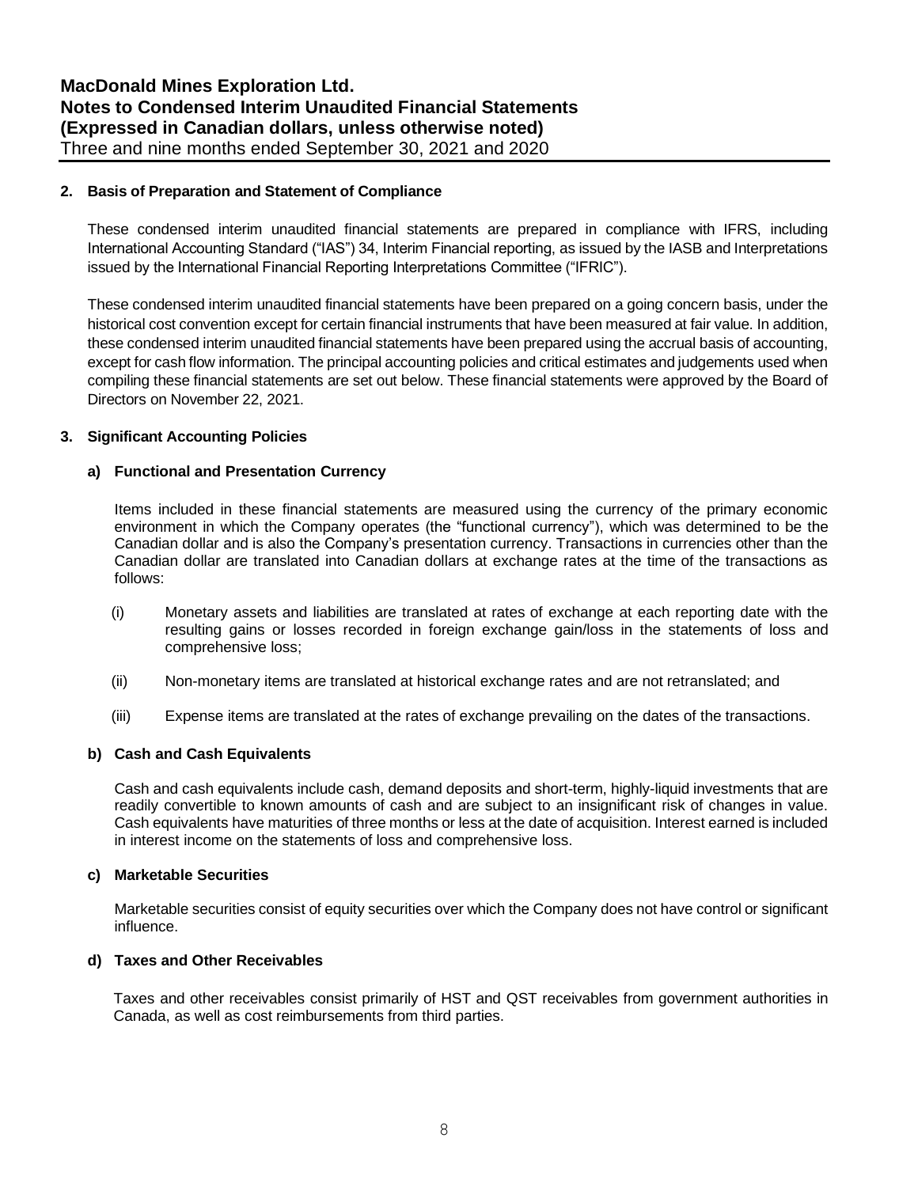## 2. Basis of Preparation and Statement of Compliance

These condensed interim unaudited financial statements are prepared in compliance with IFRS, including International Accounting Standard ("IAS") 34, Interim Financial reporting, as issued by the IASB and Interpretations issued by the International Financial Reporting Interpretations Committee ("IFRIC").

These condensed interim unaudited financial statements have been prepared on a going concern basis, under the historical cost convention except for certain financial instruments that have been measured at fair value. In addition, these condensed interim unaudited financial statements have been prepared using the accrual basis of accounting, except for cash flow information. The principal accounting policies and critical estimates and judgements used when compiling these financial statements are set out below. These financial statements were approved by the Board of Directors on November 22, 2021.

## 3. Significant Accounting Policies

### a) Functional and Presentation Currency

Items included in these financial statements are measured using the currency of the primary economic environment in which the Company operates (the "functional currency"), which was determined to be the Canadian dollar and is also the Company's presentation currency. Transactions in currencies other than the Canadian dollar are translated into Canadian dollars at exchange rates at the time of the transactions as follows:

(i) Monetary assets and liabilities are translated at rates of exchange at each reporting date with the resulting gains or losses recorded in foreign exchange gain/loss in the statements of loss and comprehensive loss;

(ii) Non-monetary items are translated at historical exchange rates and are not retranslated; and

(iii) Expense items are translated at the rates of exchange prevailing on the dates of the transactions.

### b) Cash and Cash Equivalents

Cash and cash equivalents include cash, demand deposits and short-term, highly-liquid investments that are readily convertible to known amounts of cash and are subject to an insignificant risk of changes in value. Cash equivalents have maturities of three months or less at the date of acquisition. Interest earned is included in interest income on the statements of loss and comprehensive loss.

### c) Marketable Securities

Marketable securities consist of equity securities over which the Company does not have control or significant influence.

### d) Taxes and Other Receivables

Taxes and other receivables consist primarily of HST and QST receivables from government authorities in Canada, as well as cost reimbursements from third parties.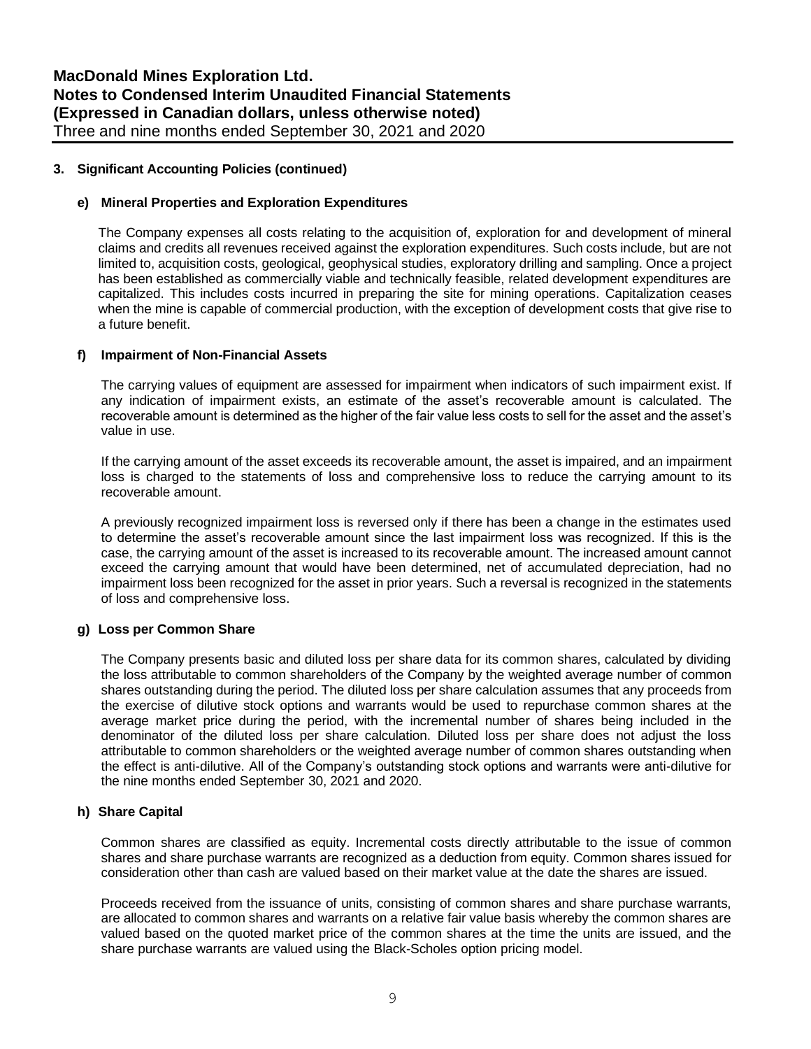## 3. Significant Accounting Policies (continued)

### e) Mineral Properties and Exploration Expenditures

The Company expenses all costs relating to the acquisition of, exploration for and development of mineral claims and credits all revenues received against the exploration expenditures. Such costs include, but are not limited to, acquisition costs, geological, geophysical studies, exploratory drilling and sampling. Once a project has been established as commercially viable and technically feasible, related development expenditures are capitalized. This includes costs incurred in preparing the site for mining operations. Capitalization ceases when the mine is capable of commercial production, with the exception of development costs that give rise to a future benefit.

### f) Impairment of Non-Financial Assets

The carrying values of equipment are assessed for impairment when indicators of such impairment exist. If any indication of impairment exists, an estimate of the asset's recoverable amount is calculated. The recoverable amount is determined as the higher of the fair value less costs to sell for the asset and the asset's value in use.

If the carrying amount of the asset exceeds its recoverable amount, the asset is impaired, and an impairment loss is charged to the statements of loss and comprehensive loss to reduce the carrying amount to its recoverable amount.

A previously recognized impairment loss is reversed only if there has been a change in the estimates used to determine the asset's recoverable amount since the last impairment loss was recognized. If this is the case, the carrying amount of the asset is increased to its recoverable amount. The increased amount cannot exceed the carrying amount that would have been determined, net of accumulated depreciation, had no impairment loss been recognized for the asset in prior years. Such a reversal is recognized in the statements of loss and comprehensive loss.

### g) Loss per Common Share

The Company presents basic and diluted loss per share data for its common shares, calculated by dividing the loss attributable to common shareholders of the Company by the weighted average number of common shares outstanding during the period. The diluted loss per share calculation assumes that any proceeds from the exercise of dilutive stock options and warrants would be used to repurchase common shares at the average market price during the period, with the incremental number of shares being included in the denominator of the diluted loss per share calculation. Diluted loss per share does not adjust the loss attributable to common shareholders or the weighted average number of common shares outstanding when the effect is anti-dilutive. All of the Company's outstanding stock options and warrants were anti-dilutive for the nine months ended September 30, 2021 and 2020.

### h) Share Capital

Common shares are classified as equity. Incremental costs directly attributable to the issue of common shares and share purchase warrants are recognized as a deduction from equity. Common shares issued for consideration other than cash are valued based on their market value at the date the shares are issued.

Proceeds received from the issuance of units, consisting of common shares and share purchase warrants, are allocated to common shares and warrants on a relative fair value basis whereby the common shares are valued based on the quoted market price of the common shares at the time the units are issued, and the share purchase warrants are valued using the Black-Scholes option pricing model.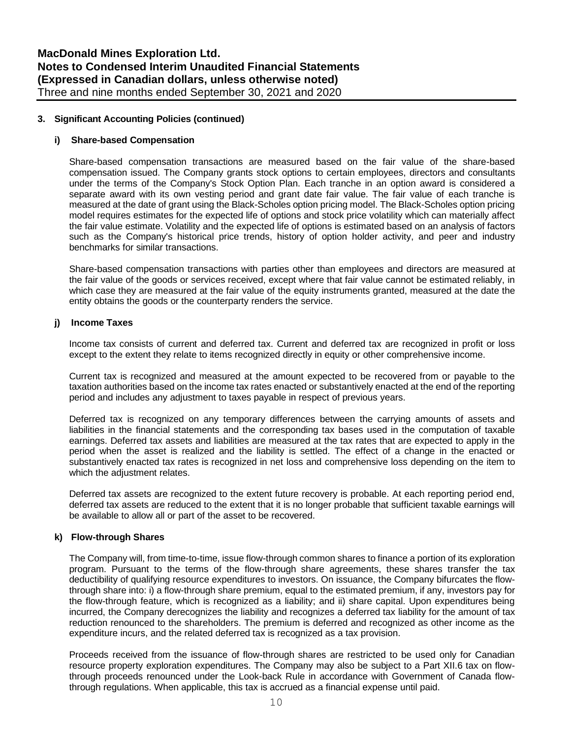## 3. Significant Accounting Policies (continued)

### i) Share-based Compensation

Share-based compensation transactions are measured based on the fair value of the share-based compensation issued. The Company grants stock options to certain employees, directors and consultants under the terms of the Company's Stock Option Plan. Each tranche in an option award is considered a separate award with its own vesting period and grant date fair value. The fair value of each tranche is measured at the date of grant using the Black-Scholes option pricing model. The Black-Scholes option pricing model requires estimates for the expected life of options and stock price volatility which can materially affect the fair value estimate. Volatility and the expected life of options is estimated based on an analysis of factors such as the Company's historical price trends, history of option holder activity, and peer and industry benchmarks for similar transactions.

Share-based compensation transactions with parties other than employees and directors are measured at the fair value of the goods or services received, except where that fair value cannot be estimated reliably, in which case they are measured at the fair value of the equity instruments granted, measured at the date the entity obtains the goods or the counterparty renders the service.

### j) Income Taxes

Income tax consists of current and deferred tax. Current and deferred tax are recognized in profit or loss except to the extent they relate to items recognized directly in equity or other comprehensive income.

Current tax is recognized and measured at the amount expected to be recovered from or payable to the taxation authorities based on the income tax rates enacted or substantively enacted at the end of the reporting period and includes any adjustment to taxes payable in respect of previous years.

Deferred tax is recognized on any temporary differences between the carrying amounts of assets and liabilities in the financial statements and the corresponding tax bases used in the computation of taxable earnings. Deferred tax assets and liabilities are measured at the tax rates that are expected to apply in the period when the asset is realized and the liability is settled. The effect of a change in the enacted or substantively enacted tax rates is recognized in net loss and comprehensive loss depending on the item to which the adjustment relates.

Deferred tax assets are recognized to the extent future recovery is probable. At each reporting period end, deferred tax assets are reduced to the extent that it is no longer probable that sufficient taxable earnings will be available to allow all or part of the asset to be recovered.

### k) Flow-through Shares

The Company will, from time-to-time, issue flow-through common shares to finance a portion of its exploration program. Pursuant to the terms of the flow-through share agreements, these shares transfer the tax deductibility of qualifying resource expenditures to investors. On issuance, the Company bifurcates the flow-through share into: i) a flow-through share premium, equal to the estimated premium, if any, investors pay for the flow-through feature, which is recognized as a liability; and ii) share capital. Upon expenditures being incurred, the Company derecognizes the liability and recognizes a deferred tax liability for the amount of tax reduction renounced to the shareholders. The premium is deferred and recognized as other income as the expenditure incurs, and the related deferred tax is recognized as a tax provision.

Proceeds received from the issuance of flow-through shares are restricted to be used only for Canadian resource property exploration expenditures. The Company may also be subject to a Part XII.6 tax on flow-through proceeds renounced under the Look-back Rule in accordance with Government of Canada flow-through regulations. When applicable, this tax is accrued as a financial expense until paid.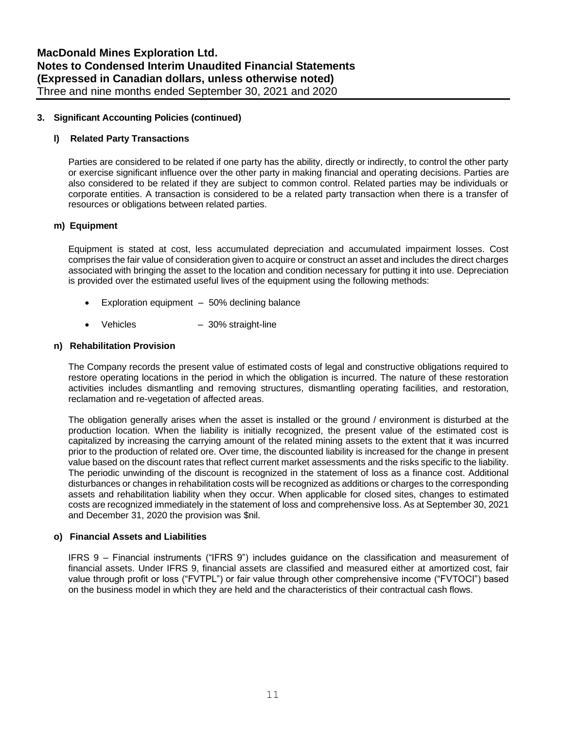### 3. Significant Accounting Policies (continued)

#### l) Related Party Transactions

Parties are considered to be related if one party has the ability, directly or indirectly, to control the other party or exercise significant influence over the other party in making financial and operating decisions. Parties are also considered to be related if they are subject to common control. Related parties may be individuals or corporate entities. A transaction is considered to be a related party transaction when there is a transfer of resources or obligations between related parties.

#### m) Equipment

Equipment is stated at cost, less accumulated depreciation and accumulated impairment losses. Cost comprises the fair value of consideration given to acquire or construct an asset and includes the direct charges associated with bringing the asset to the location and condition necessary for putting it into use. Depreciation is provided over the estimated useful lives of the equipment using the following methods:

- Exploration equipment – 50% declining balance
- Vehicles – 30% straight-line

#### n) Rehabilitation Provision

The Company records the present value of estimated costs of legal and constructive obligations required to restore operating locations in the period in which the obligation is incurred. The nature of these restoration activities includes dismantling and removing structures, dismantling operating facilities, and restoration, reclamation and re-vegetation of affected areas.

The obligation generally arises when the asset is installed or the ground / environment is disturbed at the production location. When the liability is initially recognized, the present value of the estimated cost is capitalized by increasing the carrying amount of the related mining assets to the extent that it was incurred prior to the production of related ore. Over time, the discounted liability is increased for the change in present value based on the discount rates that reflect current market assessments and the risks specific to the liability. The periodic unwinding of the discount is recognized in the statement of loss as a finance cost. Additional disturbances or changes in rehabilitation costs will be recognized as additions or charges to the corresponding assets and rehabilitation liability when they occur. When applicable for closed sites, changes to estimated costs are recognized immediately in the statement of loss and comprehensive loss. As at September 30, 2021 and December 31, 2020 the provision was $nil.

#### o) Financial Assets and Liabilities

IFRS 9 – Financial instruments ("IFRS 9") includes guidance on the classification and measurement of financial assets. Under IFRS 9, financial assets are classified and measured either at amortized cost, fair value through profit or loss ("FVTPL") or fair value through other comprehensive income ("FVTOCI") based on the business model in which they are held and the characteristics of their contractual cash flows.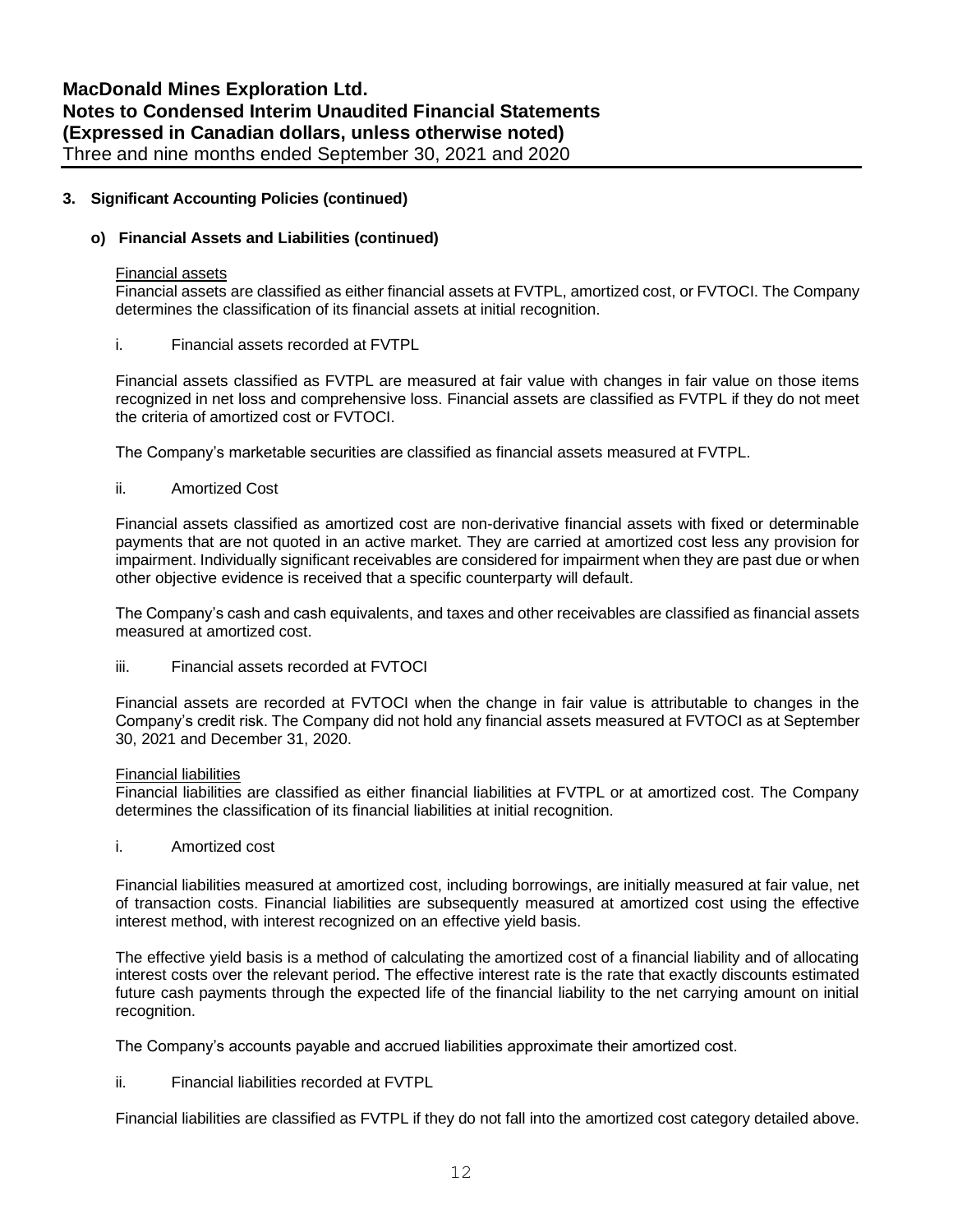### 3. Significant Accounting Policies (continued)

#### o) Financial Assets and Liabilities (continued)

Financial assets

Financial assets are classified as either financial assets at FVTPL, amortized cost, or FVTOCI. The Company determines the classification of its financial assets at initial recognition.

i. Financial assets recorded at FVTPL

Financial assets classified as FVTPL are measured at fair value with changes in fair value on those items recognized in net loss and comprehensive loss. Financial assets are classified as FVTPL if they do not meet the criteria of amortized cost or FVTOCI.

The Company's marketable securities are classified as financial assets measured at FVTPL.

ii. Amortized Cost

Financial assets classified as amortized cost are non-derivative financial assets with fixed or determinable payments that are not quoted in an active market. They are carried at amortized cost less any provision for impairment. Individually significant receivables are considered for impairment when they are past due or when other objective evidence is received that a specific counterparty will default.

The Company's cash and cash equivalents, and taxes and other receivables are classified as financial assets measured at amortized cost.

iii. Financial assets recorded at FVTOCI

Financial assets are recorded at FVTOCI when the change in fair value is attributable to changes in the Company's credit risk. The Company did not hold any financial assets measured at FVTOCI as at September 30, 2021 and December 31, 2020.

Financial liabilities

Financial liabilities are classified as either financial liabilities at FVTPL or at amortized cost. The Company determines the classification of its financial liabilities at initial recognition.

i. Amortized cost

Financial liabilities measured at amortized cost, including borrowings, are initially measured at fair value, net of transaction costs. Financial liabilities are subsequently measured at amortized cost using the effective interest method, with interest recognized on an effective yield basis.

The effective yield basis is a method of calculating the amortized cost of a financial liability and of allocating interest costs over the relevant period. The effective interest rate is the rate that exactly discounts estimated future cash payments through the expected life of the financial liability to the net carrying amount on initial recognition.

The Company's accounts payable and accrued liabilities approximate their amortized cost.

ii. Financial liabilities recorded at FVTPL

Financial liabilities are classified as FVTPL if they do not fall into the amortized cost category detailed above.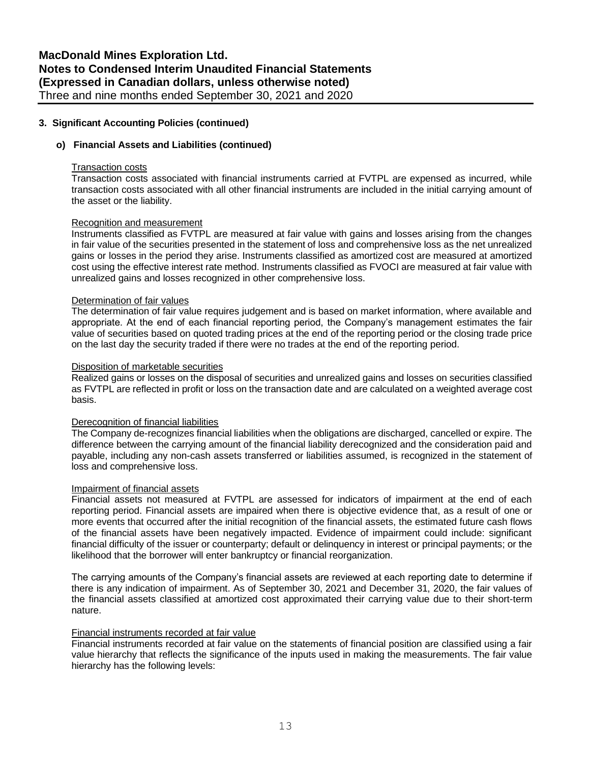### 3. Significant Accounting Policies (continued)

#### o) Financial Assets and Liabilities (continued)

Transaction costs

Transaction costs associated with financial instruments carried at FVTPL are expensed as incurred, while transaction costs associated with all other financial instruments are included in the initial carrying amount of the asset or the liability.

Recognition and measurement

Instruments classified as FVTPL are measured at fair value with gains and losses arising from the changes in fair value of the securities presented in the statement of loss and comprehensive loss as the net unrealized gains or losses in the period they arise. Instruments classified as amortized cost are measured at amortized cost using the effective interest rate method. Instruments classified as FVOCI are measured at fair value with unrealized gains and losses recognized in other comprehensive loss.

Determination of fair values

The determination of fair value requires judgement and is based on market information, where available and appropriate. At the end of each financial reporting period, the Company's management estimates the fair value of securities based on quoted trading prices at the end of the reporting period or the closing trade price on the last day the security traded if there were no trades at the end of the reporting period.

Disposition of marketable securities

Realized gains or losses on the disposal of securities and unrealized gains and losses on securities classified as FVTPL are reflected in profit or loss on the transaction date and are calculated on a weighted average cost basis.

Derecognition of financial liabilities

The Company de-recognizes financial liabilities when the obligations are discharged, cancelled or expire. The difference between the carrying amount of the financial liability derecognized and the consideration paid and payable, including any non-cash assets transferred or liabilities assumed, is recognized in the statement of loss and comprehensive loss.

Impairment of financial assets

Financial assets not measured at FVTPL are assessed for indicators of impairment at the end of each reporting period. Financial assets are impaired when there is objective evidence that, as a result of one or more events that occurred after the initial recognition of the financial assets, the estimated future cash flows of the financial assets have been negatively impacted. Evidence of impairment could include: significant financial difficulty of the issuer or counterparty; default or delinquency in interest or principal payments; or the likelihood that the borrower will enter bankruptcy or financial reorganization.

The carrying amounts of the Company's financial assets are reviewed at each reporting date to determine if there is any indication of impairment. As of September 30, 2021 and December 31, 2020, the fair values of the financial assets classified at amortized cost approximated their carrying value due to their short-term nature.

Financial instruments recorded at fair value

Financial instruments recorded at fair value on the statements of financial position are classified using a fair value hierarchy that reflects the significance of the inputs used in making the measurements. The fair value hierarchy has the following levels: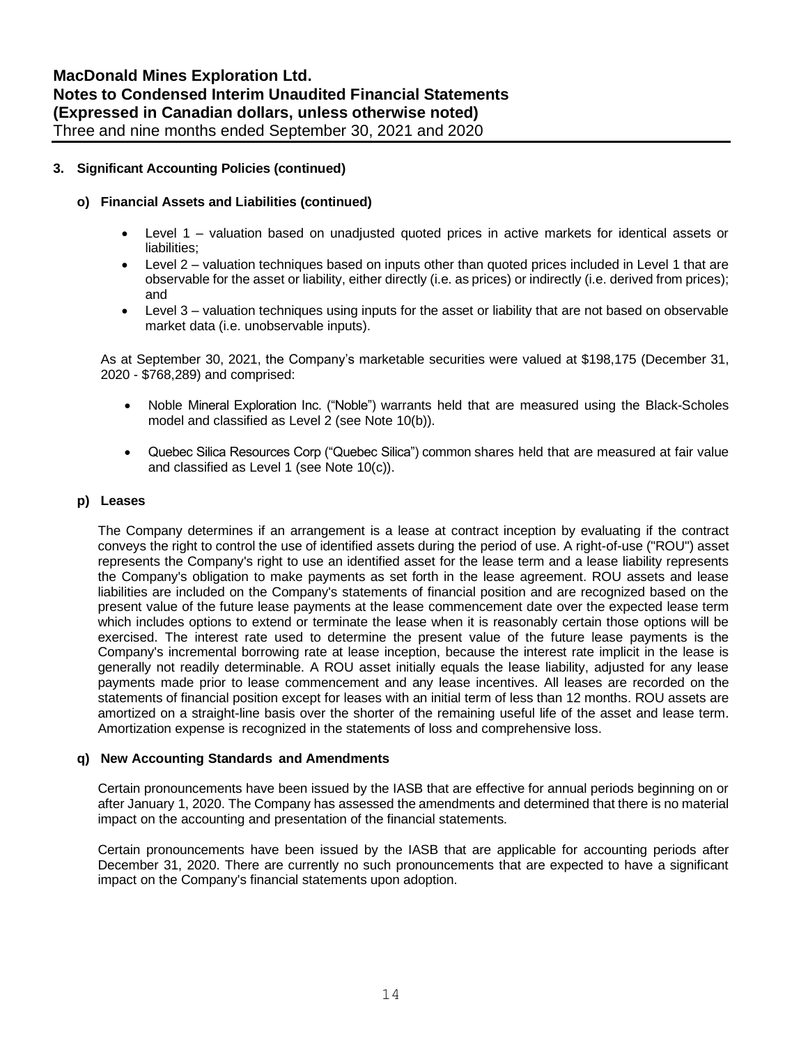### 3. Significant Accounting Policies (continued)

#### o) Financial Assets and Liabilities (continued)

- Level 1 – valuation based on unadjusted quoted prices in active markets for identical assets or liabilities;
- Level 2 – valuation techniques based on inputs other than quoted prices included in Level 1 that are observable for the asset or liability, either directly (i.e. as prices) or indirectly (i.e. derived from prices); and
- Level 3 – valuation techniques using inputs for the asset or liability that are not based on observable market data (i.e. unobservable inputs).

As at September 30, 2021, the Company's marketable securities were valued at $198,175 (December 31, 2020 - $768,289) and comprised:

- Noble Mineral Exploration Inc. ("Noble") warrants held that are measured using the Black-Scholes model and classified as Level 2 (see Note 10(b)).
- Quebec Silica Resources Corp ("Quebec Silica") common shares held that are measured at fair value and classified as Level 1 (see Note 10(c)).

#### p) Leases

The Company determines if an arrangement is a lease at contract inception by evaluating if the contract conveys the right to control the use of identified assets during the period of use. A right-of-use ("ROU") asset represents the Company's right to use an identified asset for the lease term and a lease liability represents the Company's obligation to make payments as set forth in the lease agreement. ROU assets and lease liabilities are included on the Company's statements of financial position and are recognized based on the present value of the future lease payments at the lease commencement date over the expected lease term which includes options to extend or terminate the lease when it is reasonably certain those options will be exercised. The interest rate used to determine the present value of the future lease payments is the Company's incremental borrowing rate at lease inception, because the interest rate implicit in the lease is generally not readily determinable. A ROU asset initially equals the lease liability, adjusted for any lease payments made prior to lease commencement and any lease incentives. All leases are recorded on the statements of financial position except for leases with an initial term of less than 12 months. ROU assets are amortized on a straight-line basis over the shorter of the remaining useful life of the asset and lease term. Amortization expense is recognized in the statements of loss and comprehensive loss.

#### q) New Accounting Standards and Amendments

Certain pronouncements have been issued by the IASB that are effective for annual periods beginning on or after January 1, 2020. The Company has assessed the amendments and determined that there is no material impact on the accounting and presentation of the financial statements.

Certain pronouncements have been issued by the IASB that are applicable for accounting periods after December 31, 2020. There are currently no such pronouncements that are expected to have a significant impact on the Company's financial statements upon adoption.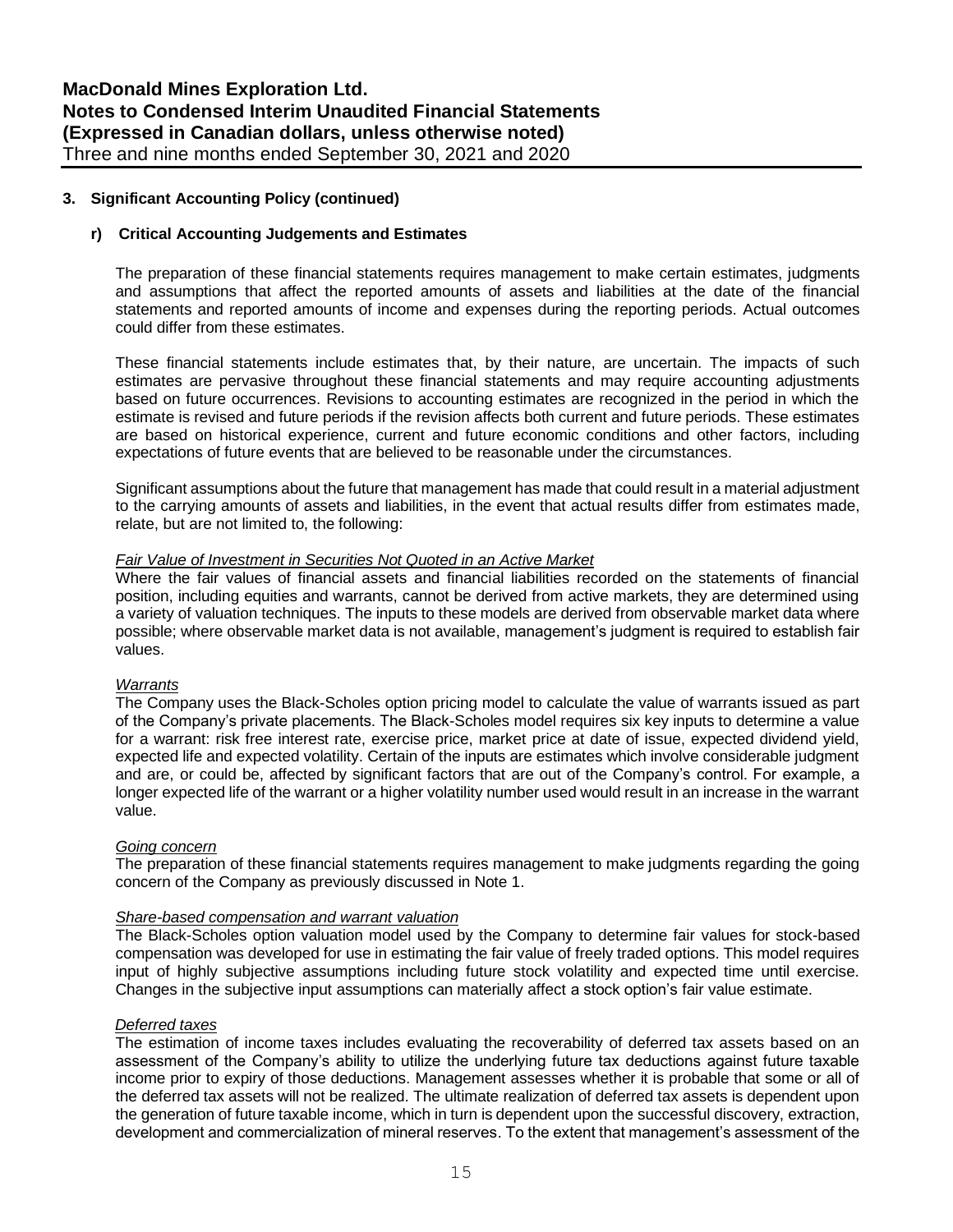### 3. Significant Accounting Policy (continued)

#### r) Critical Accounting Judgements and Estimates

The preparation of these financial statements requires management to make certain estimates, judgments and assumptions that affect the reported amounts of assets and liabilities at the date of the financial statements and reported amounts of income and expenses during the reporting periods. Actual outcomes could differ from these estimates.

These financial statements include estimates that, by their nature, are uncertain. The impacts of such estimates are pervasive throughout these financial statements and may require accounting adjustments based on future occurrences. Revisions to accounting estimates are recognized in the period in which the estimate is revised and future periods if the revision affects both current and future periods. These estimates are based on historical experience, current and future economic conditions and other factors, including expectations of future events that are believed to be reasonable under the circumstances.

Significant assumptions about the future that management has made that could result in a material adjustment to the carrying amounts of assets and liabilities, in the event that actual results differ from estimates made, relate, but are not limited to, the following:

*Fair Value of Investment in Securities Not Quoted in an Active Market*

Where the fair values of financial assets and financial liabilities recorded on the statements of financial position, including equities and warrants, cannot be derived from active markets, they are determined using a variety of valuation techniques. The inputs to these models are derived from observable market data where possible; where observable market data is not available, management's judgment is required to establish fair values.

*Warrants*

The Company uses the Black-Scholes option pricing model to calculate the value of warrants issued as part of the Company's private placements. The Black-Scholes model requires six key inputs to determine a value for a warrant: risk free interest rate, exercise price, market price at date of issue, expected dividend yield, expected life and expected volatility. Certain of the inputs are estimates which involve considerable judgment and are, or could be, affected by significant factors that are out of the Company's control. For example, a longer expected life of the warrant or a higher volatility number used would result in an increase in the warrant value.

*Going concern*

The preparation of these financial statements requires management to make judgments regarding the going concern of the Company as previously discussed in Note 1.

*Share-based compensation and warrant valuation*

The Black-Scholes option valuation model used by the Company to determine fair values for stock-based compensation was developed for use in estimating the fair value of freely traded options. This model requires input of highly subjective assumptions including future stock volatility and expected time until exercise. Changes in the subjective input assumptions can materially affect a stock option's fair value estimate.

*Deferred taxes*

The estimation of income taxes includes evaluating the recoverability of deferred tax assets based on an assessment of the Company's ability to utilize the underlying future tax deductions against future taxable income prior to expiry of those deductions. Management assesses whether it is probable that some or all of the deferred tax assets will not be realized. The ultimate realization of deferred tax assets is dependent upon the generation of future taxable income, which in turn is dependent upon the successful discovery, extraction, development and commercialization of mineral reserves. To the extent that management's assessment of the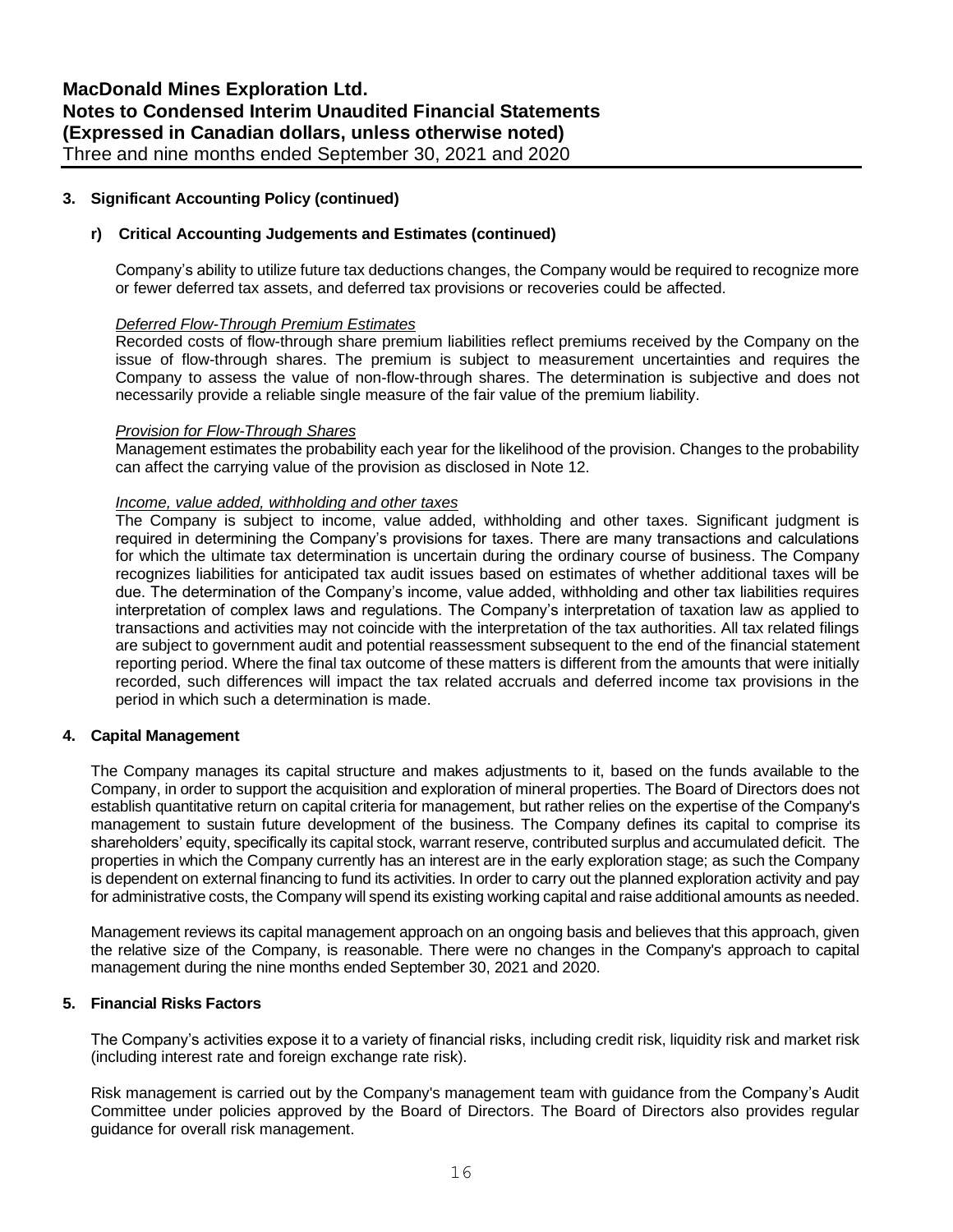### 3. Significant Accounting Policy (continued)

#### r) Critical Accounting Judgements and Estimates (continued)

Company's ability to utilize future tax deductions changes, the Company would be required to recognize more or fewer deferred tax assets, and deferred tax provisions or recoveries could be affected.

*Deferred Flow-Through Premium Estimates*

Recorded costs of flow-through share premium liabilities reflect premiums received by the Company on the issue of flow-through shares. The premium is subject to measurement uncertainties and requires the Company to assess the value of non-flow-through shares. The determination is subjective and does not necessarily provide a reliable single measure of the fair value of the premium liability.

*Provision for Flow-Through Shares*

Management estimates the probability each year for the likelihood of the provision. Changes to the probability can affect the carrying value of the provision as disclosed in Note 12.

*Income, value added, withholding and other taxes*

The Company is subject to income, value added, withholding and other taxes. Significant judgment is required in determining the Company's provisions for taxes. There are many transactions and calculations for which the ultimate tax determination is uncertain during the ordinary course of business. The Company recognizes liabilities for anticipated tax audit issues based on estimates of whether additional taxes will be due. The determination of the Company's income, value added, withholding and other tax liabilities requires interpretation of complex laws and regulations. The Company's interpretation of taxation law as applied to transactions and activities may not coincide with the interpretation of the tax authorities. All tax related filings are subject to government audit and potential reassessment subsequent to the end of the financial statement reporting period. Where the final tax outcome of these matters is different from the amounts that were initially recorded, such differences will impact the tax related accruals and deferred income tax provisions in the period in which such a determination is made.

### 4. Capital Management

The Company manages its capital structure and makes adjustments to it, based on the funds available to the Company, in order to support the acquisition and exploration of mineral properties. The Board of Directors does not establish quantitative return on capital criteria for management, but rather relies on the expertise of the Company's management to sustain future development of the business. The Company defines its capital to comprise its shareholders' equity, specifically its capital stock, warrant reserve, contributed surplus and accumulated deficit. The properties in which the Company currently has an interest are in the early exploration stage; as such the Company is dependent on external financing to fund its activities. In order to carry out the planned exploration activity and pay for administrative costs, the Company will spend its existing working capital and raise additional amounts as needed.

Management reviews its capital management approach on an ongoing basis and believes that this approach, given the relative size of the Company, is reasonable. There were no changes in the Company's approach to capital management during the nine months ended September 30, 2021 and 2020.

### 5. Financial Risks Factors

The Company's activities expose it to a variety of financial risks, including credit risk, liquidity risk and market risk (including interest rate and foreign exchange rate risk).

Risk management is carried out by the Company's management team with guidance from the Company's Audit Committee under policies approved by the Board of Directors. The Board of Directors also provides regular guidance for overall risk management.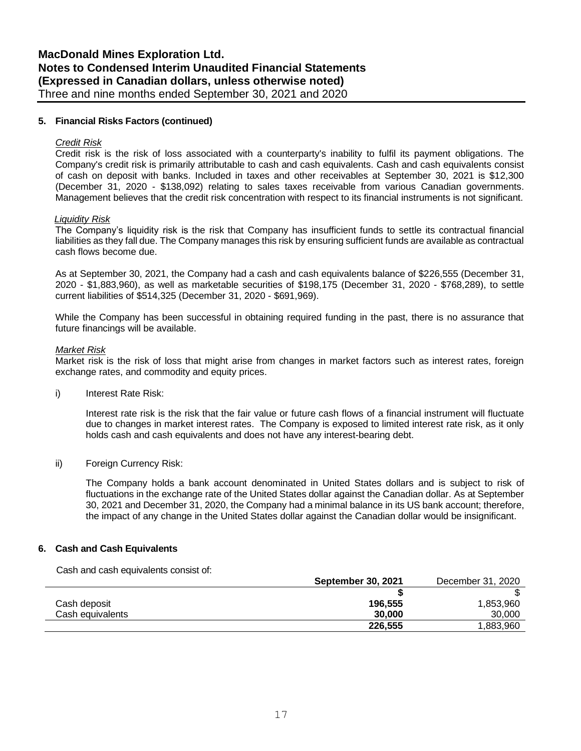## 5. Financial Risks Factors (continued)

*Credit Risk*

Credit risk is the risk of loss associated with a counterparty's inability to fulfil its payment obligations. The Company's credit risk is primarily attributable to cash and cash equivalents. Cash and cash equivalents consist of cash on deposit with banks. Included in taxes and other receivables at September 30, 2021 is $12,300 (December 31, 2020 - $138,092) relating to sales taxes receivable from various Canadian governments. Management believes that the credit risk concentration with respect to its financial instruments is not significant.

*Liquidity Risk*

The Company's liquidity risk is the risk that Company has insufficient funds to settle its contractual financial liabilities as they fall due. The Company manages this risk by ensuring sufficient funds are available as contractual cash flows become due.

As at September 30, 2021, the Company had a cash and cash equivalents balance of $226,555 (December 31, 2020 - $1,883,960), as well as marketable securities of $198,175 (December 31, 2020 - $768,289), to settle current liabilities of $514,325 (December 31, 2020 - $691,969).

While the Company has been successful in obtaining required funding in the past, there is no assurance that future financings will be available.

*Market Risk*

Market risk is the risk of loss that might arise from changes in market factors such as interest rates, foreign exchange rates, and commodity and equity prices.

i) Interest Rate Risk:

Interest rate risk is the risk that the fair value or future cash flows of a financial instrument will fluctuate due to changes in market interest rates. The Company is exposed to limited interest rate risk, as it only holds cash and cash equivalents and does not have any interest-bearing debt.

ii) Foreign Currency Risk:

The Company holds a bank account denominated in United States dollars and is subject to risk of fluctuations in the exchange rate of the United States dollar against the Canadian dollar. As at September 30, 2021 and December 31, 2020, the Company had a minimal balance in its US bank account; therefore, the impact of any change in the United States dollar against the Canadian dollar would be insignificant.

## 6. Cash and Cash Equivalents

Cash and cash equivalents consist of:

| | **September 30, 2021** | December 31, 2020 |
|---|---|---|
| | **$** | $ |
| Cash deposit | **196,555** | 1,853,960 |
| Cash equivalents | **30,000** | 30,000 |
| | **226,555** | 1,883,960 |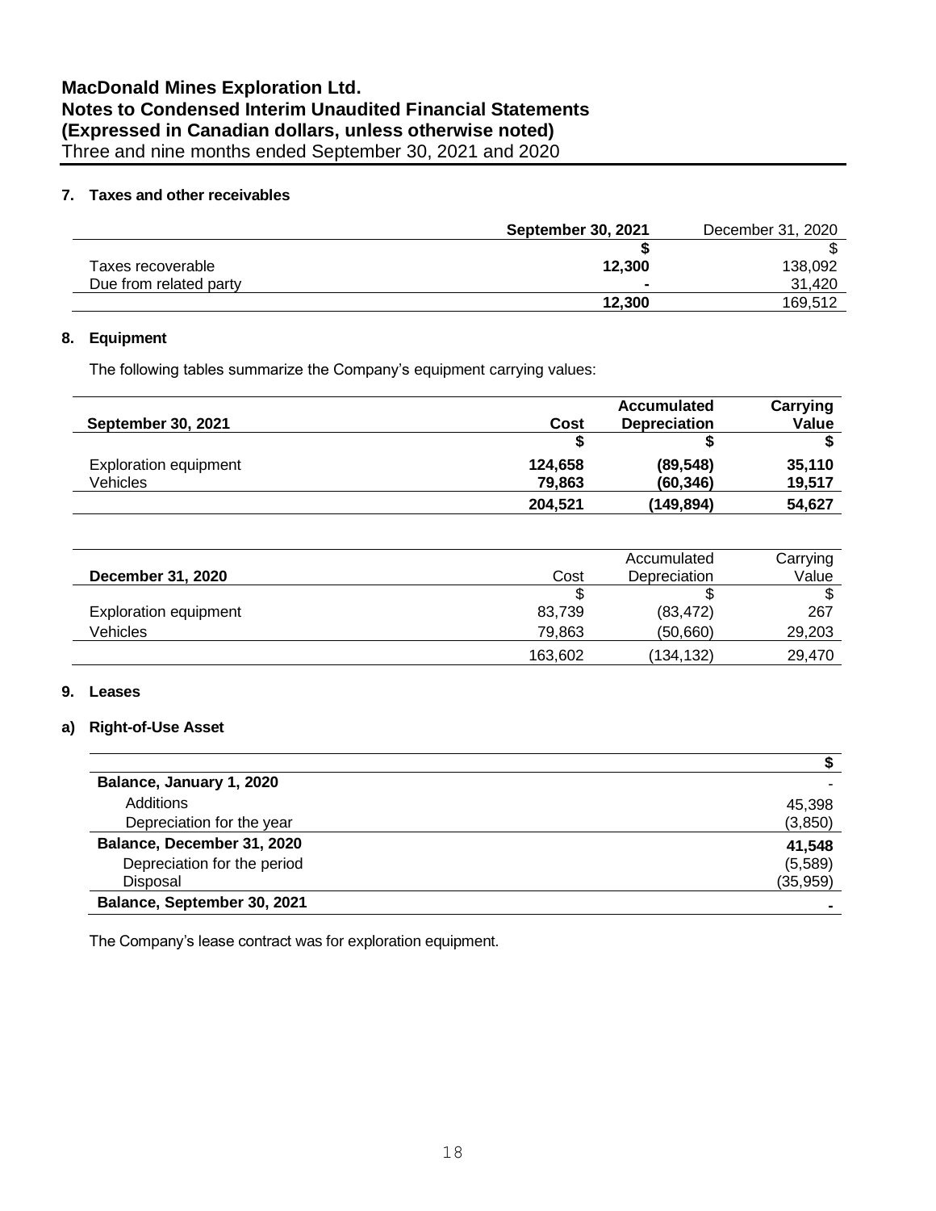### 7. Taxes and other receivables

| | **September 30, 2021** | December 31, 2020 |
|---|---|---|
| | **$** | $ |
| Taxes recoverable | **12,300** | 138,092 |
| Due from related party | **-** | 31,420 |
| | **12,300** | 169,512 |

### 8. Equipment

The following tables summarize the Company's equipment carrying values:

| **September 30, 2021** | **Cost** | **Accumulated Depreciation** | **Carrying Value** |
|---|---|---|---|
| | **$** | **$** | **$** |
| Exploration equipment | **124,658** | **(89,548)** | **35,110** |
| Vehicles | **79,863** | **(60,346)** | **19,517** |
| | **204,521** | **(149,894)** | **54,627** |

| **December 31, 2020** | Cost | Accumulated Depreciation | Carrying Value |
|---|---|---|---|
| | $ | $ | $ |
| Exploration equipment | 83,739 | (83,472) | 267 |
| Vehicles | 79,863 | (50,660) | 29,203 |
| | 163,602 | (134,132) | 29,470 |

### 9. Leases

#### a) Right-of-Use Asset

| | **$** |
|---|---|
| **Balance, January 1, 2020** | - |
| Additions | 45,398 |
| Depreciation for the year | (3,850) |
| **Balance, December 31, 2020** | **41,548** |
| Depreciation for the period | (5,589) |
| Disposal | (35,959) |
| **Balance, September 30, 2021** | **-** |

The Company's lease contract was for exploration equipment.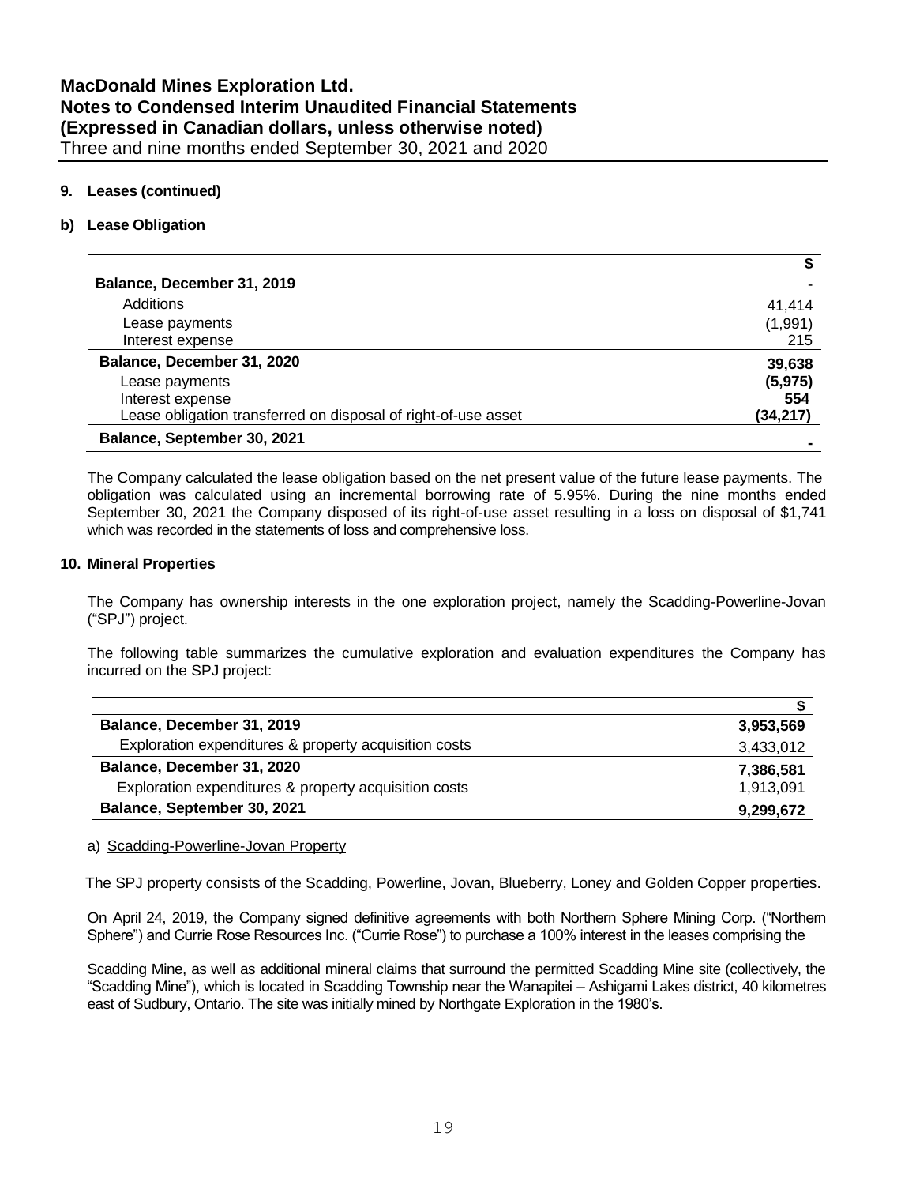## 9. Leases (continued)

### b) Lease Obligation

| | $ |
|---|---|
| **Balance, December 31, 2019** | - |
| Additions | 41,414 |
| Lease payments | (1,991) |
| Interest expense | 215 |
| **Balance, December 31, 2020** | **39,638** |
| Lease payments | **(5,975)** |
| Interest expense | **554** |
| Lease obligation transferred on disposal of right-of-use asset | **(34,217)** |
| **Balance, September 30, 2021** | **-** |

The Company calculated the lease obligation based on the net present value of the future lease payments. The obligation was calculated using an incremental borrowing rate of 5.95%. During the nine months ended September 30, 2021 the Company disposed of its right-of-use asset resulting in a loss on disposal of $1,741 which was recorded in the statements of loss and comprehensive loss.

## 10. Mineral Properties

The Company has ownership interests in the one exploration project, namely the Scadding-Powerline-Jovan ("SPJ") project.

The following table summarizes the cumulative exploration and evaluation expenditures the Company has incurred on the SPJ project:

| | $ |
|---|---|
| **Balance, December 31, 2019** | **3,953,569** |
| Exploration expenditures & property acquisition costs | 3,433,012 |
| **Balance, December 31, 2020** | **7,386,581** |
| Exploration expenditures & property acquisition costs | 1,913,091 |
| **Balance, September 30, 2021** | **9,299,672** |

a) Scadding-Powerline-Jovan Property

The SPJ property consists of the Scadding, Powerline, Jovan, Blueberry, Loney and Golden Copper properties.

On April 24, 2019, the Company signed definitive agreements with both Northern Sphere Mining Corp. ("Northern Sphere") and Currie Rose Resources Inc. ("Currie Rose") to purchase a 100% interest in the leases comprising the

Scadding Mine, as well as additional mineral claims that surround the permitted Scadding Mine site (collectively, the "Scadding Mine"), which is located in Scadding Township near the Wanapitei – Ashigami Lakes district, 40 kilometres east of Sudbury, Ontario. The site was initially mined by Northgate Exploration in the 1980's.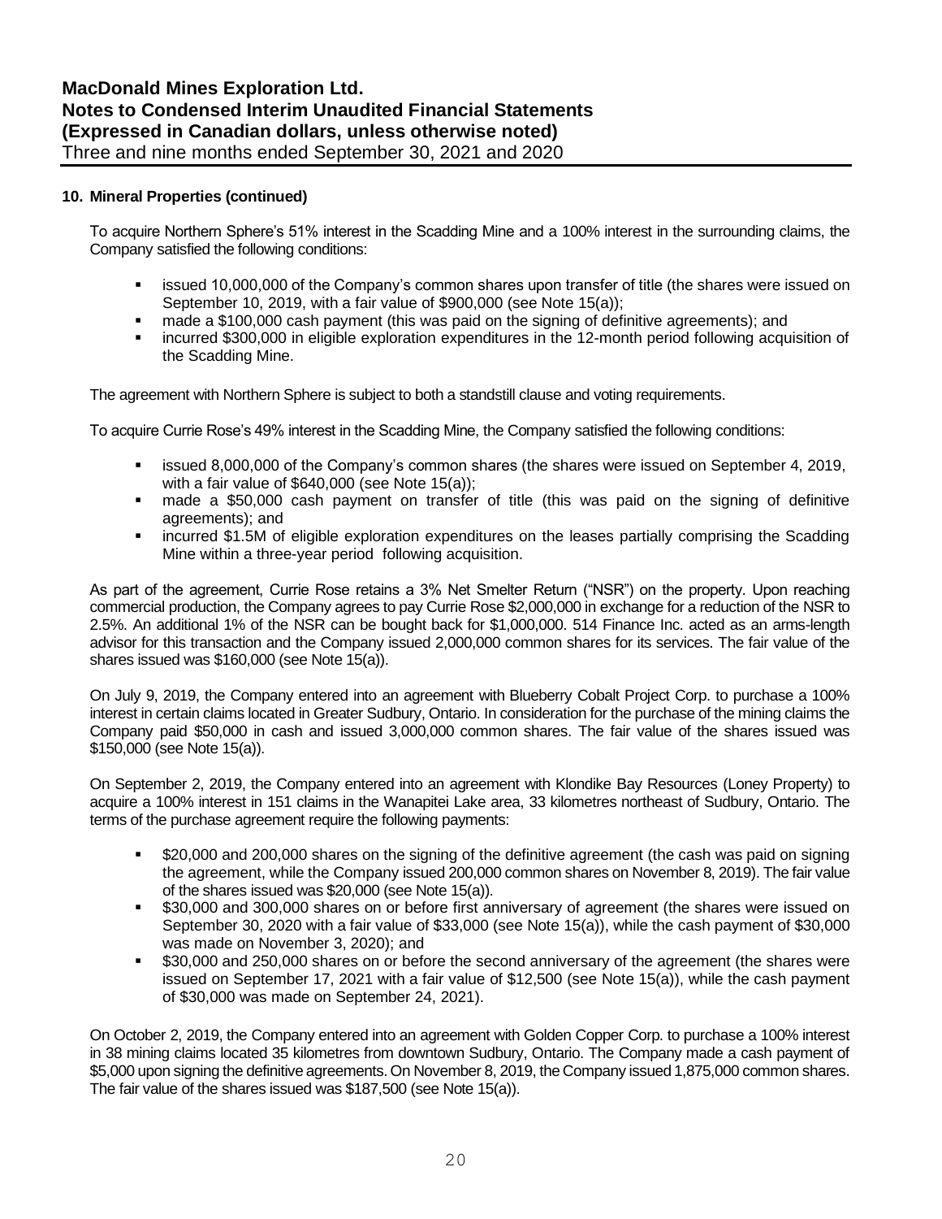**10. Mineral Properties (continued)**

To acquire Northern Sphere's 51% interest in the Scadding Mine and a 100% interest in the surrounding claims, the Company satisfied the following conditions:

- issued 10,000,000 of the Company's common shares upon transfer of title (the shares were issued on September 10, 2019, with a fair value of $900,000 (see Note 15(a));
- made a $100,000 cash payment (this was paid on the signing of definitive agreements); and
- incurred $300,000 in eligible exploration expenditures in the 12-month period following acquisition of the Scadding Mine.

The agreement with Northern Sphere is subject to both a standstill clause and voting requirements.

To acquire Currie Rose's 49% interest in the Scadding Mine, the Company satisfied the following conditions:

- issued 8,000,000 of the Company's common shares (the shares were issued on September 4, 2019, with a fair value of $640,000 (see Note 15(a));
- made a $50,000 cash payment on transfer of title (this was paid on the signing of definitive agreements); and
- incurred $1.5M of eligible exploration expenditures on the leases partially comprising the Scadding Mine within a three-year period following acquisition.

As part of the agreement, Currie Rose retains a 3% Net Smelter Return ("NSR") on the property. Upon reaching commercial production, the Company agrees to pay Currie Rose $2,000,000 in exchange for a reduction of the NSR to 2.5%. An additional 1% of the NSR can be bought back for $1,000,000. 514 Finance Inc. acted as an arms-length advisor for this transaction and the Company issued 2,000,000 common shares for its services. The fair value of the shares issued was $160,000 (see Note 15(a)).

On July 9, 2019, the Company entered into an agreement with Blueberry Cobalt Project Corp. to purchase a 100% interest in certain claims located in Greater Sudbury, Ontario. In consideration for the purchase of the mining claims the Company paid $50,000 in cash and issued 3,000,000 common shares. The fair value of the shares issued was $150,000 (see Note 15(a)).

On September 2, 2019, the Company entered into an agreement with Klondike Bay Resources (Loney Property) to acquire a 100% interest in 151 claims in the Wanapitei Lake area, 33 kilometres northeast of Sudbury, Ontario. The terms of the purchase agreement require the following payments:

- $20,000 and 200,000 shares on the signing of the definitive agreement (the cash was paid on signing the agreement, while the Company issued 200,000 common shares on November 8, 2019). The fair value of the shares issued was $20,000 (see Note 15(a)).
- $30,000 and 300,000 shares on or before first anniversary of agreement (the shares were issued on September 30, 2020 with a fair value of $33,000 (see Note 15(a)), while the cash payment of $30,000 was made on November 3, 2020); and
- $30,000 and 250,000 shares on or before the second anniversary of the agreement (the shares were issued on September 17, 2021 with a fair value of $12,500 (see Note 15(a)), while the cash payment of $30,000 was made on September 24, 2021).

On October 2, 2019, the Company entered into an agreement with Golden Copper Corp. to purchase a 100% interest in 38 mining claims located 35 kilometres from downtown Sudbury, Ontario. The Company made a cash payment of $5,000 upon signing the definitive agreements. On November 8, 2019, the Company issued 1,875,000 common shares. The fair value of the shares issued was $187,500 (see Note 15(a)).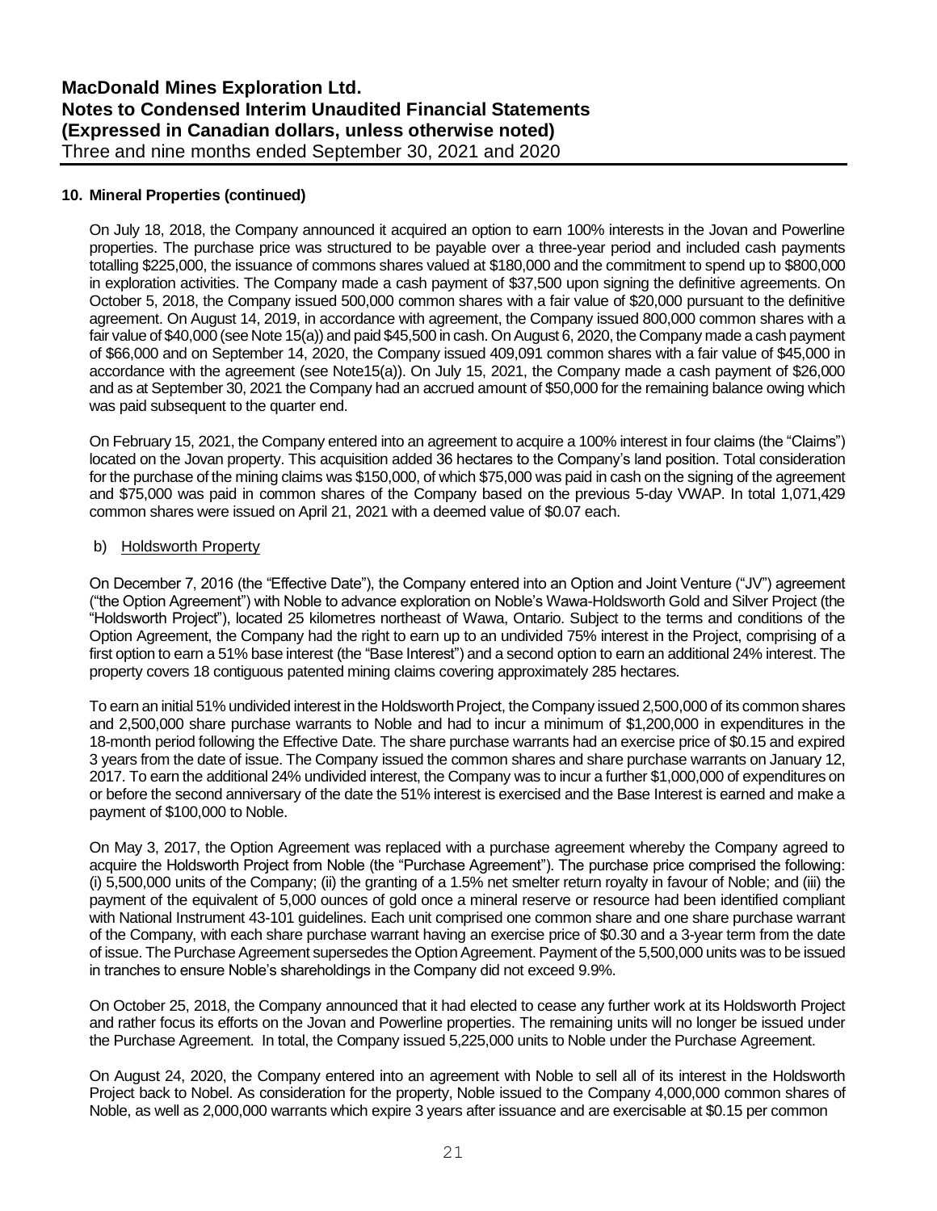## 10. Mineral Properties (continued)

On July 18, 2018, the Company announced it acquired an option to earn 100% interests in the Jovan and Powerline properties. The purchase price was structured to be payable over a three-year period and included cash payments totalling $225,000, the issuance of commons shares valued at $180,000 and the commitment to spend up to $800,000 in exploration activities. The Company made a cash payment of $37,500 upon signing the definitive agreements. On October 5, 2018, the Company issued 500,000 common shares with a fair value of $20,000 pursuant to the definitive agreement. On August 14, 2019, in accordance with agreement, the Company issued 800,000 common shares with a fair value of $40,000 (see Note 15(a)) and paid $45,500 in cash. On August 6, 2020, the Company made a cash payment of $66,000 and on September 14, 2020, the Company issued 409,091 common shares with a fair value of $45,000 in accordance with the agreement (see Note15(a)). On July 15, 2021, the Company made a cash payment of $26,000 and as at September 30, 2021 the Company had an accrued amount of $50,000 for the remaining balance owing which was paid subsequent to the quarter end.

On February 15, 2021, the Company entered into an agreement to acquire a 100% interest in four claims (the "Claims") located on the Jovan property. This acquisition added 36 hectares to the Company's land position. Total consideration for the purchase of the mining claims was $150,000, of which $75,000 was paid in cash on the signing of the agreement and $75,000 was paid in common shares of the Company based on the previous 5-day VWAP. In total 1,071,429 common shares were issued on April 21, 2021 with a deemed value of $0.07 each.

b) Holdsworth Property

On December 7, 2016 (the "Effective Date"), the Company entered into an Option and Joint Venture ("JV") agreement ("the Option Agreement") with Noble to advance exploration on Noble's Wawa-Holdsworth Gold and Silver Project (the "Holdsworth Project"), located 25 kilometres northeast of Wawa, Ontario. Subject to the terms and conditions of the Option Agreement, the Company had the right to earn up to an undivided 75% interest in the Project, comprising of a first option to earn a 51% base interest (the "Base Interest") and a second option to earn an additional 24% interest. The property covers 18 contiguous patented mining claims covering approximately 285 hectares.

To earn an initial 51% undivided interest in the Holdsworth Project, the Company issued 2,500,000 of its common shares and 2,500,000 share purchase warrants to Noble and had to incur a minimum of $1,200,000 in expenditures in the 18-month period following the Effective Date. The share purchase warrants had an exercise price of $0.15 and expired 3 years from the date of issue. The Company issued the common shares and share purchase warrants on January 12, 2017. To earn the additional 24% undivided interest, the Company was to incur a further $1,000,000 of expenditures on or before the second anniversary of the date the 51% interest is exercised and the Base Interest is earned and make a payment of $100,000 to Noble.

On May 3, 2017, the Option Agreement was replaced with a purchase agreement whereby the Company agreed to acquire the Holdsworth Project from Noble (the "Purchase Agreement"). The purchase price comprised the following: (i) 5,500,000 units of the Company; (ii) the granting of a 1.5% net smelter return royalty in favour of Noble; and (iii) the payment of the equivalent of 5,000 ounces of gold once a mineral reserve or resource had been identified compliant with National Instrument 43-101 guidelines. Each unit comprised one common share and one share purchase warrant of the Company, with each share purchase warrant having an exercise price of $0.30 and a 3-year term from the date of issue. The Purchase Agreement supersedes the Option Agreement. Payment of the 5,500,000 units was to be issued in tranches to ensure Noble's shareholdings in the Company did not exceed 9.9%.

On October 25, 2018, the Company announced that it had elected to cease any further work at its Holdsworth Project and rather focus its efforts on the Jovan and Powerline properties. The remaining units will no longer be issued under the Purchase Agreement. In total, the Company issued 5,225,000 units to Noble under the Purchase Agreement.

On August 24, 2020, the Company entered into an agreement with Noble to sell all of its interest in the Holdsworth Project back to Nobel. As consideration for the property, Noble issued to the Company 4,000,000 common shares of Noble, as well as 2,000,000 warrants which expire 3 years after issuance and are exercisable at $0.15 per common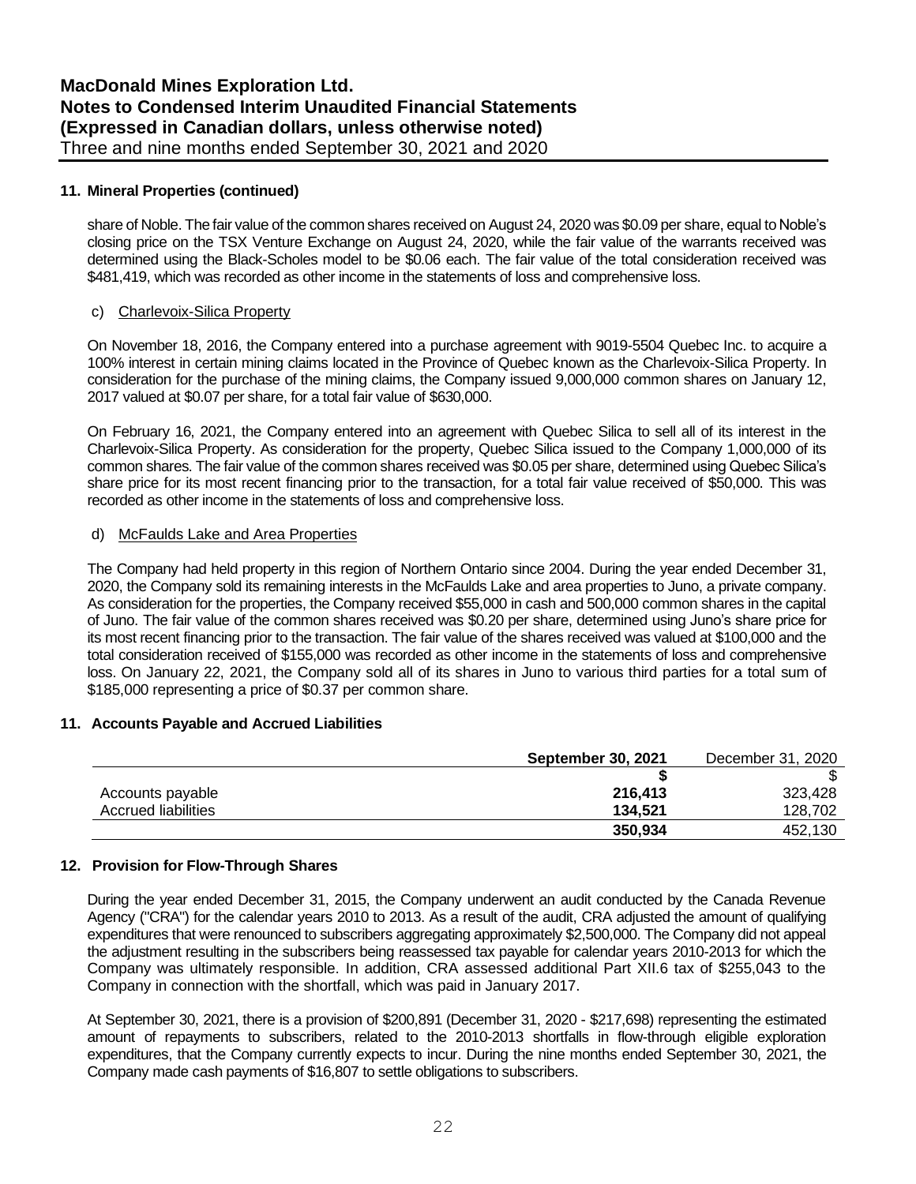## 11. Mineral Properties (continued)

share of Noble. The fair value of the common shares received on August 24, 2020 was $0.09 per share, equal to Noble's closing price on the TSX Venture Exchange on August 24, 2020, while the fair value of the warrants received was determined using the Black-Scholes model to be $0.06 each. The fair value of the total consideration received was $481,419, which was recorded as other income in the statements of loss and comprehensive loss.

c) Charlevoix-Silica Property

On November 18, 2016, the Company entered into a purchase agreement with 9019-5504 Quebec Inc. to acquire a 100% interest in certain mining claims located in the Province of Quebec known as the Charlevoix-Silica Property. In consideration for the purchase of the mining claims, the Company issued 9,000,000 common shares on January 12, 2017 valued at $0.07 per share, for a total fair value of $630,000.

On February 16, 2021, the Company entered into an agreement with Quebec Silica to sell all of its interest in the Charlevoix-Silica Property. As consideration for the property, Quebec Silica issued to the Company 1,000,000 of its common shares. The fair value of the common shares received was $0.05 per share, determined using Quebec Silica's share price for its most recent financing prior to the transaction, for a total fair value received of $50,000. This was recorded as other income in the statements of loss and comprehensive loss.

d) McFaulds Lake and Area Properties

The Company had held property in this region of Northern Ontario since 2004. During the year ended December 31, 2020, the Company sold its remaining interests in the McFaulds Lake and area properties to Juno, a private company. As consideration for the properties, the Company received $55,000 in cash and 500,000 common shares in the capital of Juno. The fair value of the common shares received was $0.20 per share, determined using Juno's share price for its most recent financing prior to the transaction. The fair value of the shares received was valued at $100,000 and the total consideration received of $155,000 was recorded as other income in the statements of loss and comprehensive loss. On January 22, 2021, the Company sold all of its shares in Juno to various third parties for a total sum of $185,000 representing a price of $0.37 per common share.

## 11. Accounts Payable and Accrued Liabilities

| | **September 30, 2021** | December 31, 2020 |
|---|---|---|
| | **$** | $ |
| Accounts payable | **216,413** | 323,428 |
| Accrued liabilities | **134,521** | 128,702 |
| | **350,934** | 452,130 |

## 12. Provision for Flow-Through Shares

During the year ended December 31, 2015, the Company underwent an audit conducted by the Canada Revenue Agency ("CRA") for the calendar years 2010 to 2013. As a result of the audit, CRA adjusted the amount of qualifying expenditures that were renounced to subscribers aggregating approximately $2,500,000. The Company did not appeal the adjustment resulting in the subscribers being reassessed tax payable for calendar years 2010-2013 for which the Company was ultimately responsible. In addition, CRA assessed additional Part XII.6 tax of $255,043 to the Company in connection with the shortfall, which was paid in January 2017.

At September 30, 2021, there is a provision of $200,891 (December 31, 2020 - $217,698) representing the estimated amount of repayments to subscribers, related to the 2010-2013 shortfalls in flow-through eligible exploration expenditures, that the Company currently expects to incur. During the nine months ended September 30, 2021, the Company made cash payments of $16,807 to settle obligations to subscribers.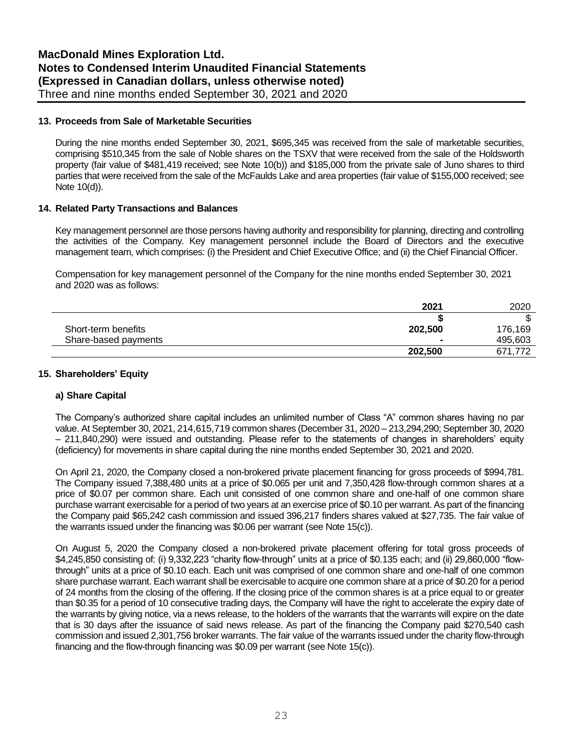## 13. Proceeds from Sale of Marketable Securities

During the nine months ended September 30, 2021, $695,345 was received from the sale of marketable securities, comprising $510,345 from the sale of Noble shares on the TSXV that were received from the sale of the Holdsworth property (fair value of $481,419 received; see Note 10(b)) and $185,000 from the private sale of Juno shares to third parties that were received from the sale of the McFaulds Lake and area properties (fair value of $155,000 received; see Note 10(d)).

## 14. Related Party Transactions and Balances

Key management personnel are those persons having authority and responsibility for planning, directing and controlling the activities of the Company. Key management personnel include the Board of Directors and the executive management team, which comprises: (i) the President and Chief Executive Office; and (ii) the Chief Financial Officer.

Compensation for key management personnel of the Company for the nine months ended September 30, 2021 and 2020 was as follows:

| | **2021** | 2020 |
|---|---|---|
| | **$** | $ |
| Short-term benefits | **202,500** | 176,169 |
| Share-based payments | **-** | 495,603 |
| | **202,500** | 671,772 |

## 15. Shareholders' Equity

### a) Share Capital

The Company's authorized share capital includes an unlimited number of Class "A" common shares having no par value. At September 30, 2021, 214,615,719 common shares (December 31, 2020 – 213,294,290; September 30, 2020 – 211,840,290) were issued and outstanding. Please refer to the statements of changes in shareholders' equity (deficiency) for movements in share capital during the nine months ended September 30, 2021 and 2020.

On April 21, 2020, the Company closed a non-brokered private placement financing for gross proceeds of $994,781. The Company issued 7,388,480 units at a price of $0.065 per unit and 7,350,428 flow-through common shares at a price of $0.07 per common share. Each unit consisted of one common share and one-half of one common share purchase warrant exercisable for a period of two years at an exercise price of $0.10 per warrant. As part of the financing the Company paid $65,242 cash commission and issued 396,217 finders shares valued at $27,735. The fair value of the warrants issued under the financing was $0.06 per warrant (see Note 15(c)).

On August 5, 2020 the Company closed a non-brokered private placement offering for total gross proceeds of $4,245,850 consisting of: (i) 9,332,223 "charity flow-through" units at a price of $0.135 each; and (ii) 29,860,000 "flow-through" units at a price of $0.10 each. Each unit was comprised of one common share and one-half of one common share purchase warrant. Each warrant shall be exercisable to acquire one common share at a price of $0.20 for a period of 24 months from the closing of the offering. If the closing price of the common shares is at a price equal to or greater than $0.35 for a period of 10 consecutive trading days, the Company will have the right to accelerate the expiry date of the warrants by giving notice, via a news release, to the holders of the warrants that the warrants will expire on the date that is 30 days after the issuance of said news release. As part of the financing the Company paid $270,540 cash commission and issued 2,301,756 broker warrants. The fair value of the warrants issued under the charity flow-through financing and the flow-through financing was $0.09 per warrant (see Note 15(c)).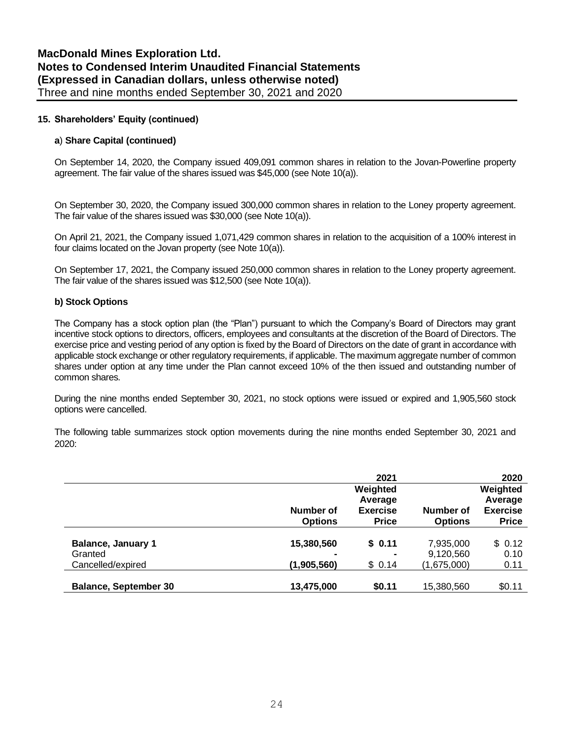## 15. Shareholders' Equity (continued)

### a) Share Capital (continued)

On September 14, 2020, the Company issued 409,091 common shares in relation to the Jovan-Powerline property agreement. The fair value of the shares issued was $45,000 (see Note 10(a)).

On September 30, 2020, the Company issued 300,000 common shares in relation to the Loney property agreement. The fair value of the shares issued was $30,000 (see Note 10(a)).

On April 21, 2021, the Company issued 1,071,429 common shares in relation to the acquisition of a 100% interest in four claims located on the Jovan property (see Note 10(a)).

On September 17, 2021, the Company issued 250,000 common shares in relation to the Loney property agreement. The fair value of the shares issued was $12,500 (see Note 10(a)).

### b) Stock Options

The Company has a stock option plan (the "Plan") pursuant to which the Company's Board of Directors may grant incentive stock options to directors, officers, employees and consultants at the discretion of the Board of Directors. The exercise price and vesting period of any option is fixed by the Board of Directors on the date of grant in accordance with applicable stock exchange or other regulatory requirements, if applicable. The maximum aggregate number of common shares under option at any time under the Plan cannot exceed 10% of the then issued and outstanding number of common shares.

During the nine months ended September 30, 2021, no stock options were issued or expired and 1,905,560 stock options were cancelled.

The following table summarizes stock option movements during the nine months ended September 30, 2021 and 2020:

| | | 2021 | | 2020 |
|---|---|---|---|---|
| | Number of Options | Weighted Average Exercise Price | Number of Options | Weighted Average Exercise Price |
| **Balance, January 1** | **15,380,560** | **$ 0.11** | 7,935,000 | $ 0.12 |
| Granted | **-** | **-** | 9,120,560 | 0.10 |
| Cancelled/expired | **(1,905,560)** | $ 0.14 | (1,675,000) | 0.11 |
| **Balance, September 30** | **13,475,000** | **$0.11** | 15,380,560 | $0.11 |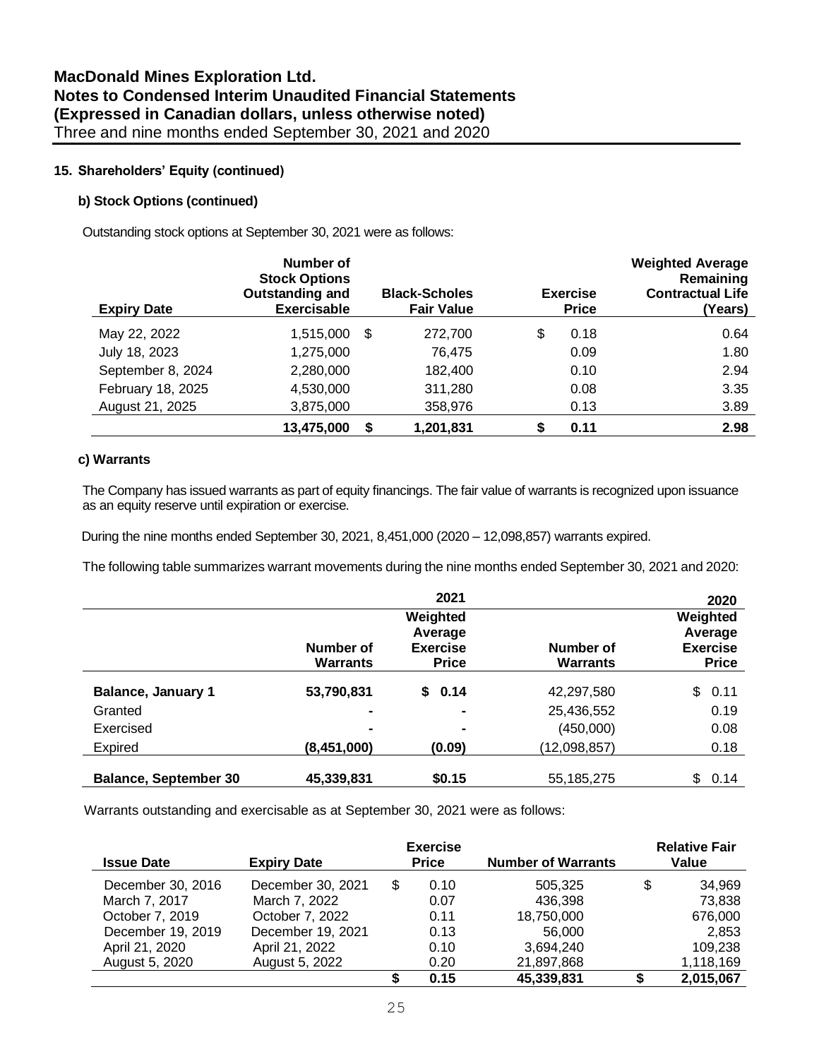## 15. Shareholders' Equity (continued)

### b) Stock Options (continued)

Outstanding stock options at September 30, 2021 were as follows:

| Expiry Date | Number of Stock Options Outstanding and Exercisable | Black-Scholes Fair Value | Exercise Price | Weighted Average Remaining Contractual Life (Years) |
|---|---|---|---|---|
| May 22, 2022 | 1,515,000 | $ 272,700 | $ 0.18 | 0.64 |
| July 18, 2023 | 1,275,000 | 76,475 | 0.09 | 1.80 |
| September 8, 2024 | 2,280,000 | 182,400 | 0.10 | 2.94 |
| February 18, 2025 | 4,530,000 | 311,280 | 0.08 | 3.35 |
| August 21, 2025 | 3,875,000 | 358,976 | 0.13 | 3.89 |
| | **13,475,000** | **$ 1,201,831** | **$ 0.11** | **2.98** |

### c) Warrants

The Company has issued warrants as part of equity financings. The fair value of warrants is recognized upon issuance as an equity reserve until expiration or exercise.

During the nine months ended September 30, 2021, 8,451,000 (2020 – 12,098,857) warrants expired.

The following table summarizes warrant movements during the nine months ended September 30, 2021 and 2020:

| | 2021 | | 2020 | |
|---|---|---|---|---|
| | Number of Warrants | Weighted Average Exercise Price | Number of Warrants | Weighted Average Exercise Price |
| **Balance, January 1** | **53,790,831** | **$ 0.14** | 42,297,580 | $ 0.11 |
| Granted | **-** | **-** | 25,436,552 | 0.19 |
| Exercised | **-** | **-** | (450,000) | 0.08 |
| Expired | **(8,451,000)** | **(0.09)** | (12,098,857) | 0.18 |
| **Balance, September 30** | **45,339,831** | **$0.15** | 55,185,275 | $ 0.14 |

Warrants outstanding and exercisable as at September 30, 2021 were as follows:

| Issue Date | Expiry Date | Exercise Price | Number of Warrants | Relative Fair Value |
|---|---|---|---|---|
| December 30, 2016 | December 30, 2021 | $ 0.10 | 505,325 | $ 34,969 |
| March 7, 2017 | March 7, 2022 | 0.07 | 436,398 | 73,838 |
| October 7, 2019 | October 7, 2022 | 0.11 | 18,750,000 | 676,000 |
| December 19, 2019 | December 19, 2021 | 0.13 | 56,000 | 2,853 |
| April 21, 2020 | April 21, 2022 | 0.10 | 3,694,240 | 109,238 |
| August 5, 2020 | August 5, 2022 | 0.20 | 21,897,868 | 1,118,169 |
| | | **$ 0.15** | **45,339,831** | **$ 2,015,067** |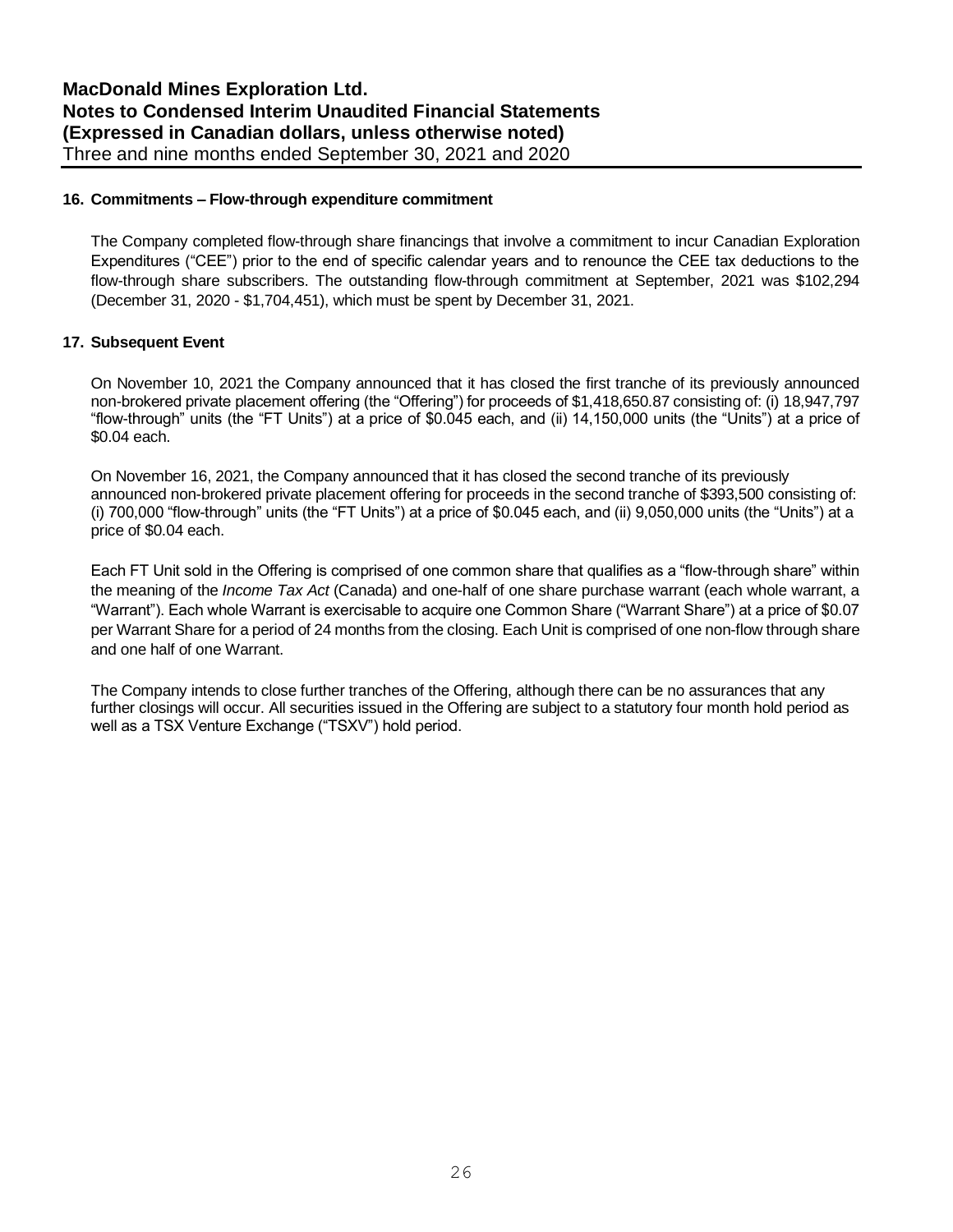## 16. Commitments – Flow-through expenditure commitment

The Company completed flow-through share financings that involve a commitment to incur Canadian Exploration Expenditures ("CEE") prior to the end of specific calendar years and to renounce the CEE tax deductions to the flow-through share subscribers. The outstanding flow-through commitment at September, 2021 was $102,294 (December 31, 2020 - $1,704,451), which must be spent by December 31, 2021.

## 17. Subsequent Event

On November 10, 2021 the Company announced that it has closed the first tranche of its previously announced non-brokered private placement offering (the "Offering") for proceeds of $1,418,650.87 consisting of: (i) 18,947,797 "flow-through" units (the "FT Units") at a price of $0.045 each, and (ii) 14,150,000 units (the "Units") at a price of $0.04 each.

On November 16, 2021, the Company announced that it has closed the second tranche of its previously announced non-brokered private placement offering for proceeds in the second tranche of $393,500 consisting of: (i) 700,000 "flow-through" units (the "FT Units") at a price of $0.045 each, and (ii) 9,050,000 units (the "Units") at a price of $0.04 each.

Each FT Unit sold in the Offering is comprised of one common share that qualifies as a "flow-through share" within the meaning of the *Income Tax Act* (Canada) and one-half of one share purchase warrant (each whole warrant, a "Warrant"). Each whole Warrant is exercisable to acquire one Common Share ("Warrant Share") at a price of $0.07 per Warrant Share for a period of 24 months from the closing. Each Unit is comprised of one non-flow through share and one half of one Warrant.

The Company intends to close further tranches of the Offering, although there can be no assurances that any further closings will occur. All securities issued in the Offering are subject to a statutory four month hold period as well as a TSX Venture Exchange ("TSXV") hold period.